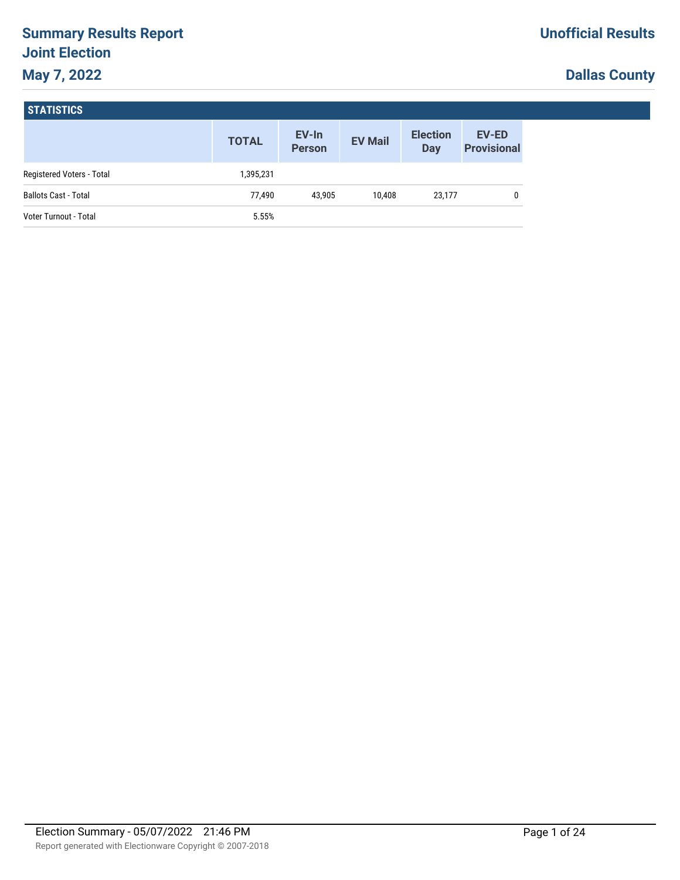# Summary Results Report

## Joint Election

## May 7, 2022

**Unofficial Results**

**Dallas County**

### STATISTICS

| | TOTAL | EV-In Person | EV Mail | Election Day | EV-ED Provisional |
|---|---|---|---|---|---|
| Registered Voters - Total | 1,395,231 | | | | |
| Ballots Cast - Total | 77,490 | 43,905 | 10,408 | 23,177 | 0 |
| Voter Turnout - Total | 5.55% | | | | |

Election Summary - 05/07/2022 21:46 PM

Report generated with Electionware Copyright © 2007-2018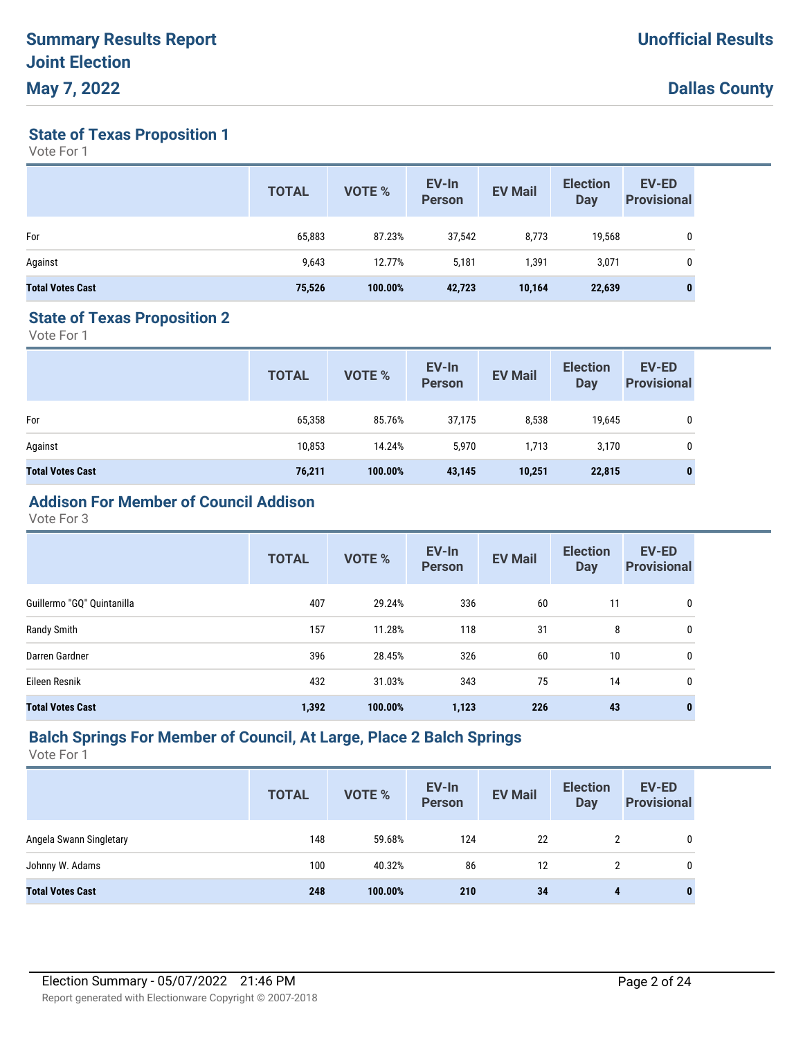# Summary Results Report
# Joint Election
# May 7, 2022

**Unofficial Results**

**Dallas County**

### State of Texas Proposition 1

Vote For 1

| | TOTAL | VOTE % | EV-In Person | EV Mail | Election Day | EV-ED Provisional |
|---|---|---|---|---|---|---|
| For | 65,883 | 87.23% | 37,542 | 8,773 | 19,568 | 0 |
| Against | 9,643 | 12.77% | 5,181 | 1,391 | 3,071 | 0 |
| **Total Votes Cast** | **75,526** | **100.00%** | **42,723** | **10,164** | **22,639** | **0** |

### State of Texas Proposition 2

Vote For 1

| | TOTAL | VOTE % | EV-In Person | EV Mail | Election Day | EV-ED Provisional |
|---|---|---|---|---|---|---|
| For | 65,358 | 85.76% | 37,175 | 8,538 | 19,645 | 0 |
| Against | 10,853 | 14.24% | 5,970 | 1,713 | 3,170 | 0 |
| **Total Votes Cast** | **76,211** | **100.00%** | **43,145** | **10,251** | **22,815** | **0** |

### Addison For Member of Council Addison

Vote For 3

| | TOTAL | VOTE % | EV-In Person | EV Mail | Election Day | EV-ED Provisional |
|---|---|---|---|---|---|---|
| Guillermo "GQ" Quintanilla | 407 | 29.24% | 336 | 60 | 11 | 0 |
| Randy Smith | 157 | 11.28% | 118 | 31 | 8 | 0 |
| Darren Gardner | 396 | 28.45% | 326 | 60 | 10 | 0 |
| Eileen Resnik | 432 | 31.03% | 343 | 75 | 14 | 0 |
| **Total Votes Cast** | **1,392** | **100.00%** | **1,123** | **226** | **43** | **0** |

### Balch Springs For Member of Council, At Large, Place 2 Balch Springs

Vote For 1

| | TOTAL | VOTE % | EV-In Person | EV Mail | Election Day | EV-ED Provisional |
|---|---|---|---|---|---|---|
| Angela Swann Singletary | 148 | 59.68% | 124 | 22 | 2 | 0 |
| Johnny W. Adams | 100 | 40.32% | 86 | 12 | 2 | 0 |
| **Total Votes Cast** | **248** | **100.00%** | **210** | **34** | **4** | **0** |

Election Summary - 05/07/2022 21:46 PM

Report generated with Electionware Copyright © 2007-2018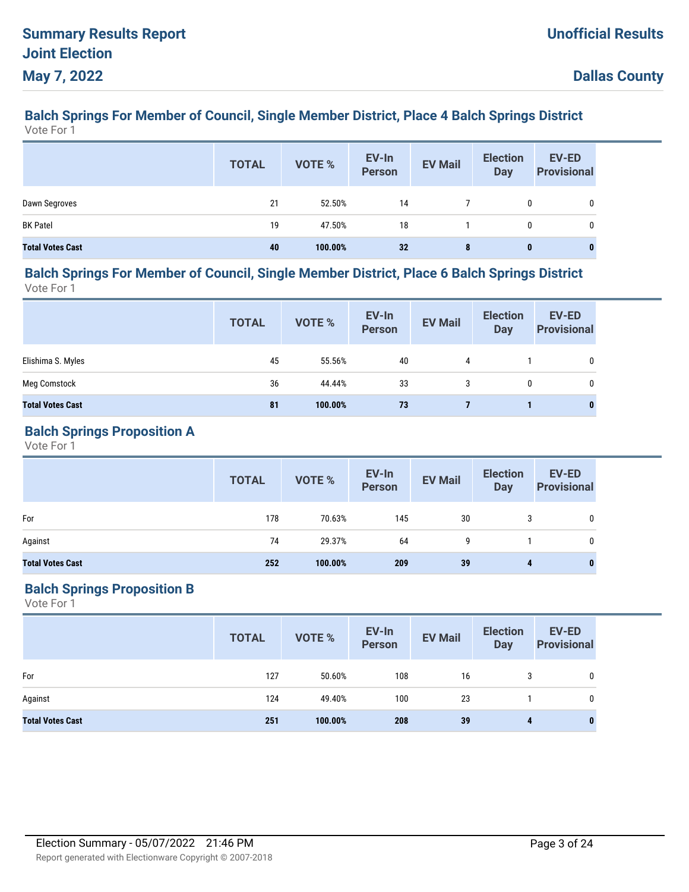## Balch Springs For Member of Council, Single Member District, Place 4 Balch Springs District

Vote For 1

| | TOTAL | VOTE % | EV-In Person | EV Mail | Election Day | EV-ED Provisional |
|---|---|---|---|---|---|---|
| Dawn Segroves | 21 | 52.50% | 14 | 7 | 0 | 0 |
| BK Patel | 19 | 47.50% | 18 | 1 | 0 | 0 |
| **Total Votes Cast** | **40** | **100.00%** | **32** | **8** | **0** | **0** |

## Balch Springs For Member of Council, Single Member District, Place 6 Balch Springs District

Vote For 1

| | TOTAL | VOTE % | EV-In Person | EV Mail | Election Day | EV-ED Provisional |
|---|---|---|---|---|---|---|
| Elishima S. Myles | 45 | 55.56% | 40 | 4 | 1 | 0 |
| Meg Comstock | 36 | 44.44% | 33 | 3 | 0 | 0 |
| **Total Votes Cast** | **81** | **100.00%** | **73** | **7** | **1** | **0** |

## Balch Springs Proposition A

Vote For 1

| | TOTAL | VOTE % | EV-In Person | EV Mail | Election Day | EV-ED Provisional |
|---|---|---|---|---|---|---|
| For | 178 | 70.63% | 145 | 30 | 3 | 0 |
| Against | 74 | 29.37% | 64 | 9 | 1 | 0 |
| **Total Votes Cast** | **252** | **100.00%** | **209** | **39** | **4** | **0** |

## Balch Springs Proposition B

Vote For 1

| | TOTAL | VOTE % | EV-In Person | EV Mail | Election Day | EV-ED Provisional |
|---|---|---|---|---|---|---|
| For | 127 | 50.60% | 108 | 16 | 3 | 0 |
| Against | 124 | 49.40% | 100 | 23 | 1 | 0 |
| **Total Votes Cast** | **251** | **100.00%** | **208** | **39** | **4** | **0** |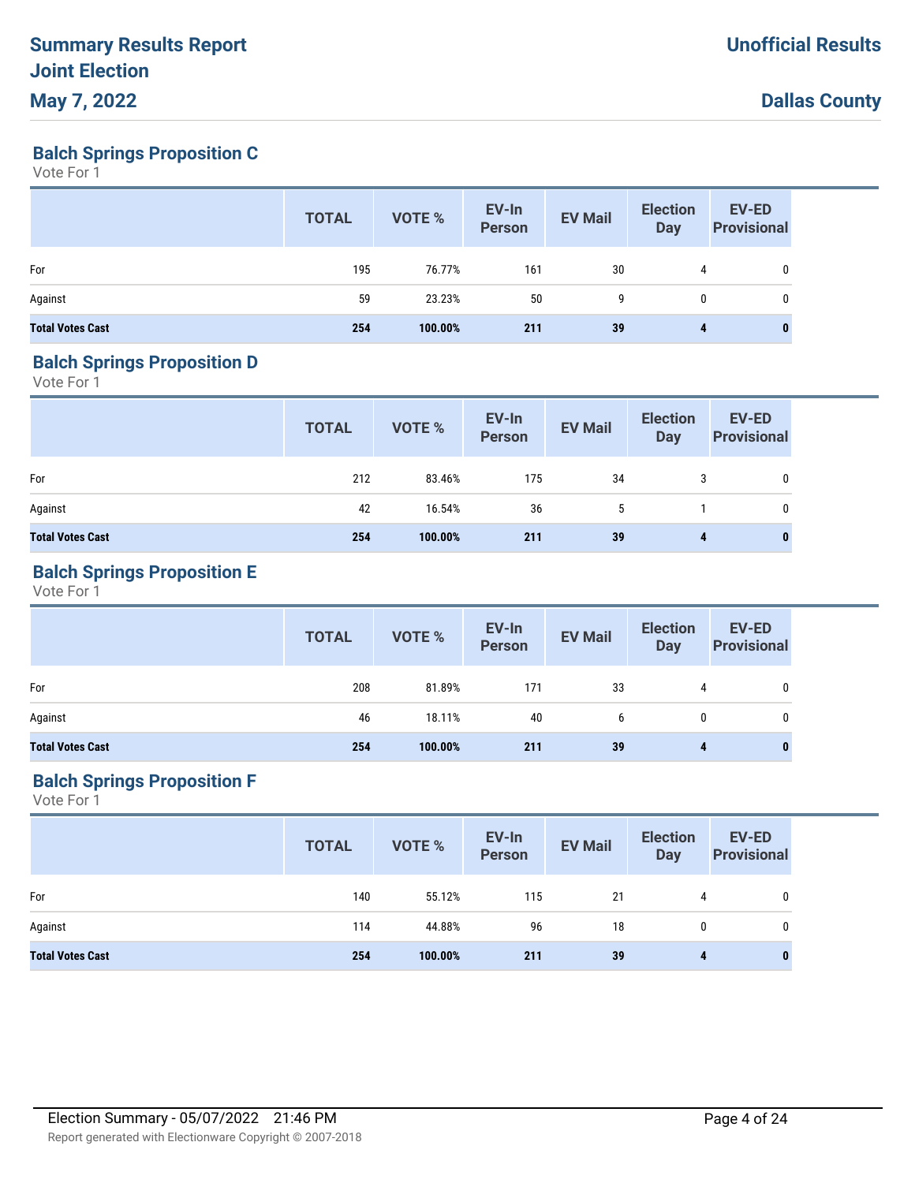## Balch Springs Proposition C

Vote For 1

| | TOTAL | VOTE % | EV-In Person | EV Mail | Election Day | EV-ED Provisional |
|---|---|---|---|---|---|---|
| For | 195 | 76.77% | 161 | 30 | 4 | 0 |
| Against | 59 | 23.23% | 50 | 9 | 0 | 0 |
| **Total Votes Cast** | **254** | **100.00%** | **211** | **39** | **4** | **0** |

## Balch Springs Proposition D

Vote For 1

| | TOTAL | VOTE % | EV-In Person | EV Mail | Election Day | EV-ED Provisional |
|---|---|---|---|---|---|---|
| For | 212 | 83.46% | 175 | 34 | 3 | 0 |
| Against | 42 | 16.54% | 36 | 5 | 1 | 0 |
| **Total Votes Cast** | **254** | **100.00%** | **211** | **39** | **4** | **0** |

## Balch Springs Proposition E

Vote For 1

| | TOTAL | VOTE % | EV-In Person | EV Mail | Election Day | EV-ED Provisional |
|---|---|---|---|---|---|---|
| For | 208 | 81.89% | 171 | 33 | 4 | 0 |
| Against | 46 | 18.11% | 40 | 6 | 0 | 0 |
| **Total Votes Cast** | **254** | **100.00%** | **211** | **39** | **4** | **0** |

## Balch Springs Proposition F

Vote For 1

| | TOTAL | VOTE % | EV-In Person | EV Mail | Election Day | EV-ED Provisional |
|---|---|---|---|---|---|---|
| For | 140 | 55.12% | 115 | 21 | 4 | 0 |
| Against | 114 | 44.88% | 96 | 18 | 0 | 0 |
| **Total Votes Cast** | **254** | **100.00%** | **211** | **39** | **4** | **0** |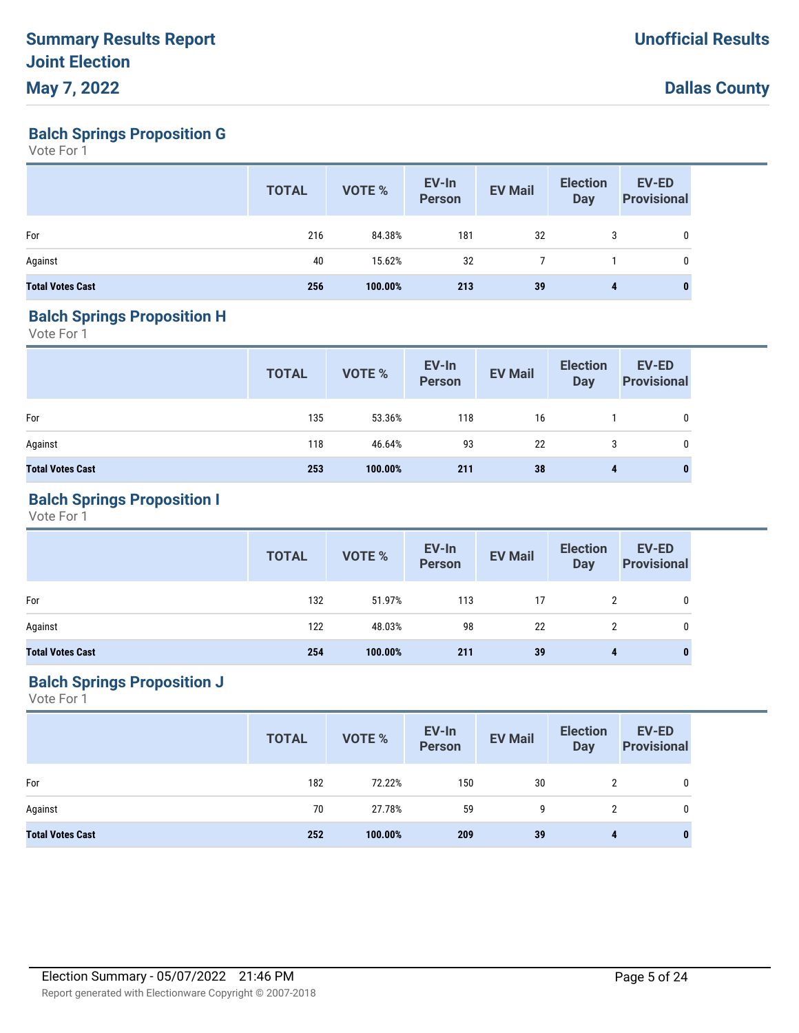## Balch Springs Proposition G

Vote For 1

| | TOTAL | VOTE % | EV-In Person | EV Mail | Election Day | EV-ED Provisional |
|---|---|---|---|---|---|---|
| For | 216 | 84.38% | 181 | 32 | 3 | 0 |
| Against | 40 | 15.62% | 32 | 7 | 1 | 0 |
| **Total Votes Cast** | **256** | **100.00%** | **213** | **39** | **4** | **0** |

## Balch Springs Proposition H

Vote For 1

| | TOTAL | VOTE % | EV-In Person | EV Mail | Election Day | EV-ED Provisional |
|---|---|---|---|---|---|---|
| For | 135 | 53.36% | 118 | 16 | 1 | 0 |
| Against | 118 | 46.64% | 93 | 22 | 3 | 0 |
| **Total Votes Cast** | **253** | **100.00%** | **211** | **38** | **4** | **0** |

## Balch Springs Proposition I

Vote For 1

| | TOTAL | VOTE % | EV-In Person | EV Mail | Election Day | EV-ED Provisional |
|---|---|---|---|---|---|---|
| For | 132 | 51.97% | 113 | 17 | 2 | 0 |
| Against | 122 | 48.03% | 98 | 22 | 2 | 0 |
| **Total Votes Cast** | **254** | **100.00%** | **211** | **39** | **4** | **0** |

## Balch Springs Proposition J

Vote For 1

| | TOTAL | VOTE % | EV-In Person | EV Mail | Election Day | EV-ED Provisional |
|---|---|---|---|---|---|---|
| For | 182 | 72.22% | 150 | 30 | 2 | 0 |
| Against | 70 | 27.78% | 59 | 9 | 2 | 0 |
| **Total Votes Cast** | **252** | **100.00%** | **209** | **39** | **4** | **0** |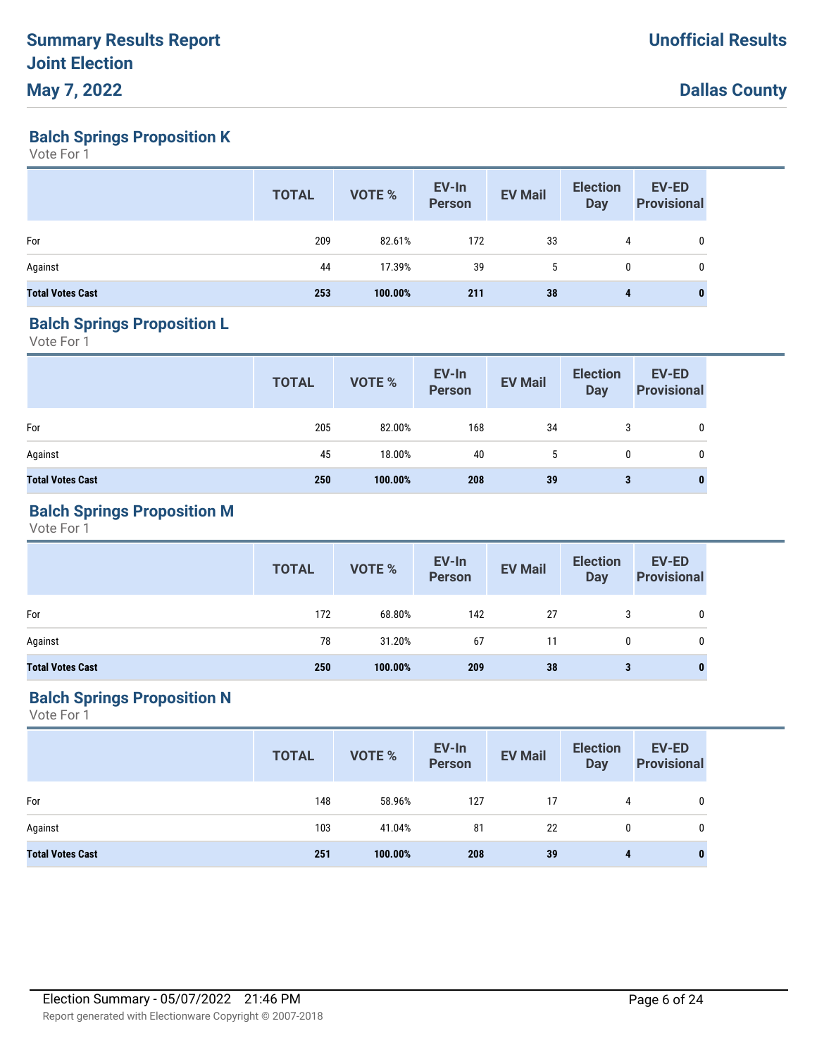# Summary Results Report
# Joint Election
# May 7, 2022

**Unofficial Results**

**Dallas County**

## Balch Springs Proposition K

Vote For 1

| | TOTAL | VOTE % | EV-In Person | EV Mail | Election Day | EV-ED Provisional |
|---|---|---|---|---|---|---|
| For | 209 | 82.61% | 172 | 33 | 4 | 0 |
| Against | 44 | 17.39% | 39 | 5 | 0 | 0 |
| **Total Votes Cast** | **253** | **100.00%** | **211** | **38** | **4** | **0** |

## Balch Springs Proposition L

Vote For 1

| | TOTAL | VOTE % | EV-In Person | EV Mail | Election Day | EV-ED Provisional |
|---|---|---|---|---|---|---|
| For | 205 | 82.00% | 168 | 34 | 3 | 0 |
| Against | 45 | 18.00% | 40 | 5 | 0 | 0 |
| **Total Votes Cast** | **250** | **100.00%** | **208** | **39** | **3** | **0** |

## Balch Springs Proposition M

Vote For 1

| | TOTAL | VOTE % | EV-In Person | EV Mail | Election Day | EV-ED Provisional |
|---|---|---|---|---|---|---|
| For | 172 | 68.80% | 142 | 27 | 3 | 0 |
| Against | 78 | 31.20% | 67 | 11 | 0 | 0 |
| **Total Votes Cast** | **250** | **100.00%** | **209** | **38** | **3** | **0** |

## Balch Springs Proposition N

Vote For 1

| | TOTAL | VOTE % | EV-In Person | EV Mail | Election Day | EV-ED Provisional |
|---|---|---|---|---|---|---|
| For | 148 | 58.96% | 127 | 17 | 4 | 0 |
| Against | 103 | 41.04% | 81 | 22 | 0 | 0 |
| **Total Votes Cast** | **251** | **100.00%** | **208** | **39** | **4** | **0** |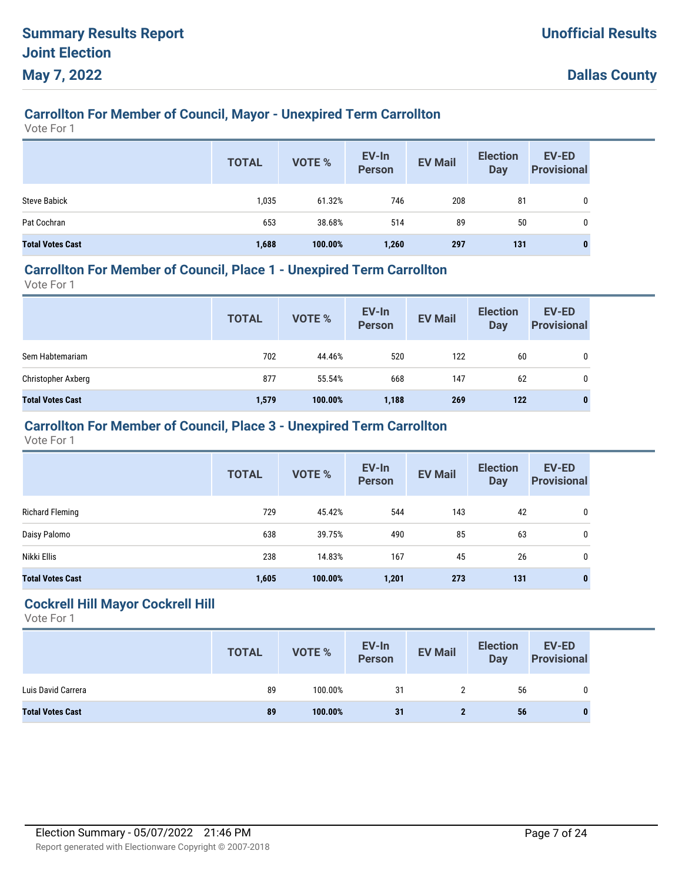## Carrollton For Member of Council, Mayor - Unexpired Term Carrollton

Vote For 1

| | TOTAL | VOTE % | EV-In Person | EV Mail | Election Day | EV-ED Provisional |
|---|---|---|---|---|---|---|
| Steve Babick | 1,035 | 61.32% | 746 | 208 | 81 | 0 |
| Pat Cochran | 653 | 38.68% | 514 | 89 | 50 | 0 |
| **Total Votes Cast** | **1,688** | **100.00%** | **1,260** | **297** | **131** | **0** |

## Carrollton For Member of Council, Place 1 - Unexpired Term Carrollton

Vote For 1

| | TOTAL | VOTE % | EV-In Person | EV Mail | Election Day | EV-ED Provisional |
|---|---|---|---|---|---|---|
| Sem Habtemariam | 702 | 44.46% | 520 | 122 | 60 | 0 |
| Christopher Axberg | 877 | 55.54% | 668 | 147 | 62 | 0 |
| **Total Votes Cast** | **1,579** | **100.00%** | **1,188** | **269** | **122** | **0** |

## Carrollton For Member of Council, Place 3 - Unexpired Term Carrollton

Vote For 1

| | TOTAL | VOTE % | EV-In Person | EV Mail | Election Day | EV-ED Provisional |
|---|---|---|---|---|---|---|
| Richard Fleming | 729 | 45.42% | 544 | 143 | 42 | 0 |
| Daisy Palomo | 638 | 39.75% | 490 | 85 | 63 | 0 |
| Nikki Ellis | 238 | 14.83% | 167 | 45 | 26 | 0 |
| **Total Votes Cast** | **1,605** | **100.00%** | **1,201** | **273** | **131** | **0** |

## Cockrell Hill Mayor Cockrell Hill

Vote For 1

| | TOTAL | VOTE % | EV-In Person | EV Mail | Election Day | EV-ED Provisional |
|---|---|---|---|---|---|---|
| Luis David Carrera | 89 | 100.00% | 31 | 2 | 56 | 0 |
| **Total Votes Cast** | **89** | **100.00%** | **31** | **2** | **56** | **0** |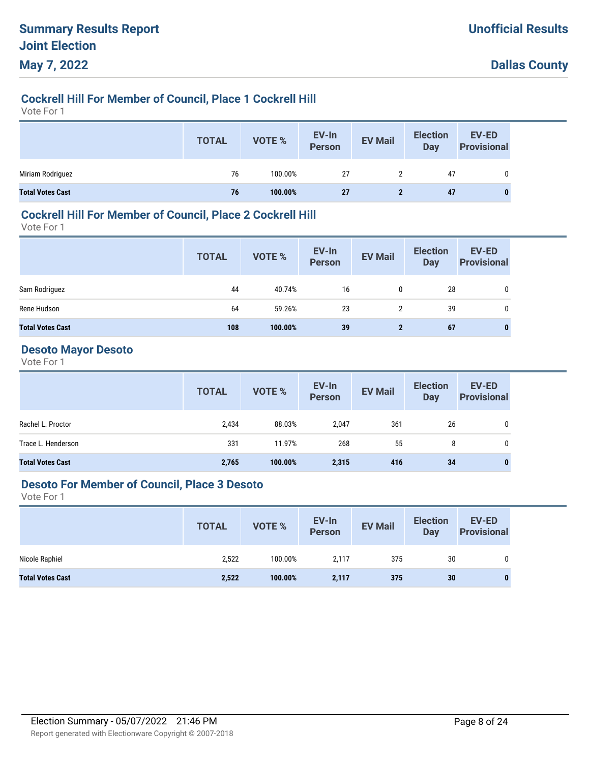## Cockrell Hill For Member of Council, Place 1 Cockrell Hill

Vote For 1

| | TOTAL | VOTE % | EV-In Person | EV Mail | Election Day | EV-ED Provisional |
|---|---|---|---|---|---|---|
| Miriam Rodriguez | 76 | 100.00% | 27 | 2 | 47 | 0 |
| **Total Votes Cast** | **76** | **100.00%** | **27** | **2** | **47** | **0** |

## Cockrell Hill For Member of Council, Place 2 Cockrell Hill

Vote For 1

| | TOTAL | VOTE % | EV-In Person | EV Mail | Election Day | EV-ED Provisional |
|---|---|---|---|---|---|---|
| Sam Rodriguez | 44 | 40.74% | 16 | 0 | 28 | 0 |
| Rene Hudson | 64 | 59.26% | 23 | 2 | 39 | 0 |
| **Total Votes Cast** | **108** | **100.00%** | **39** | **2** | **67** | **0** |

## Desoto Mayor Desoto

Vote For 1

| | TOTAL | VOTE % | EV-In Person | EV Mail | Election Day | EV-ED Provisional |
|---|---|---|---|---|---|---|
| Rachel L. Proctor | 2,434 | 88.03% | 2,047 | 361 | 26 | 0 |
| Trace L. Henderson | 331 | 11.97% | 268 | 55 | 8 | 0 |
| **Total Votes Cast** | **2,765** | **100.00%** | **2,315** | **416** | **34** | **0** |

## Desoto For Member of Council, Place 3 Desoto

Vote For 1

| | TOTAL | VOTE % | EV-In Person | EV Mail | Election Day | EV-ED Provisional |
|---|---|---|---|---|---|---|
| Nicole Raphiel | 2,522 | 100.00% | 2,117 | 375 | 30 | 0 |
| **Total Votes Cast** | **2,522** | **100.00%** | **2,117** | **375** | **30** | **0** |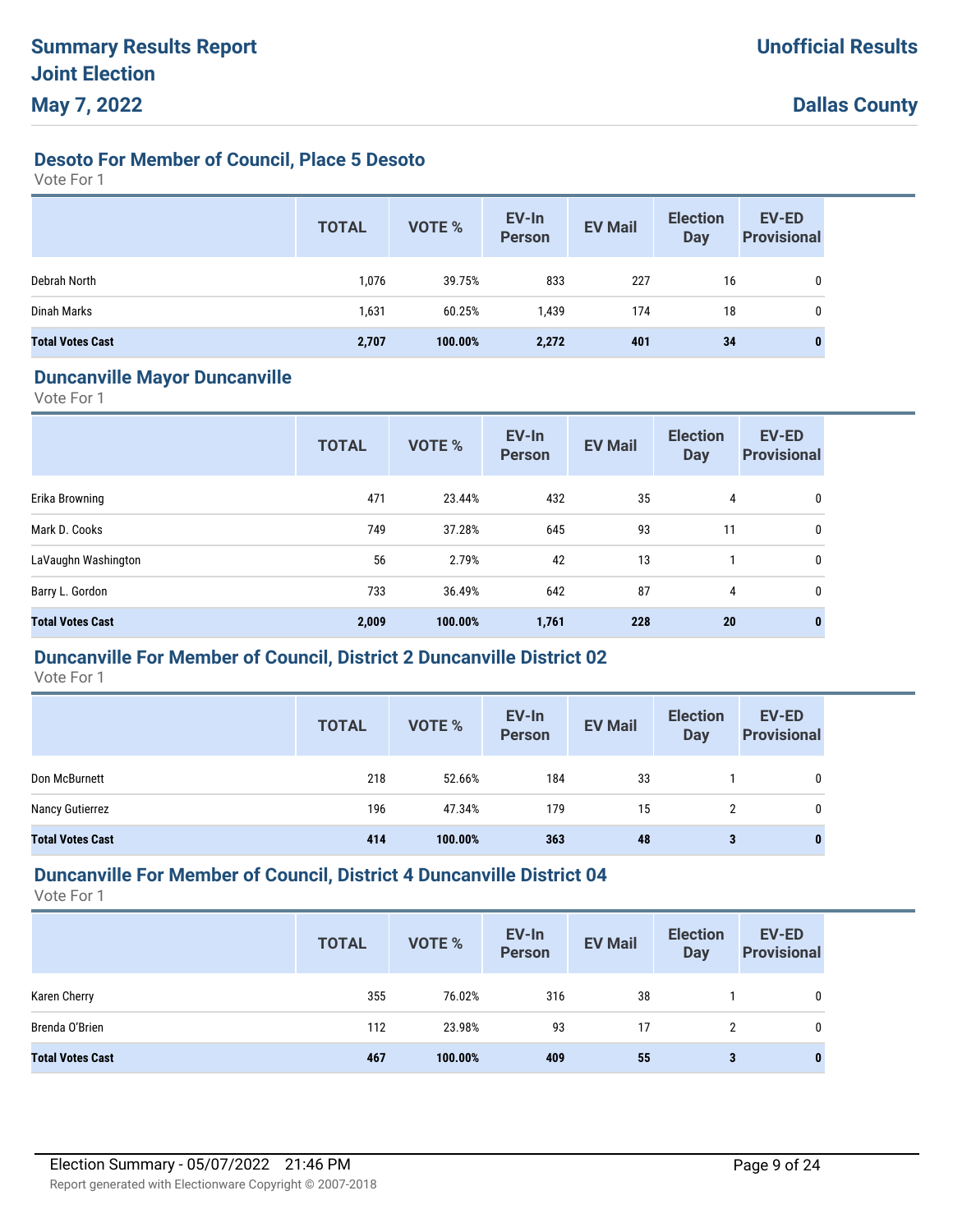## Desoto For Member of Council, Place 5 Desoto

Vote For 1

| | TOTAL | VOTE % | EV-In Person | EV Mail | Election Day | EV-ED Provisional |
|---|---|---|---|---|---|---|
| Debrah North | 1,076 | 39.75% | 833 | 227 | 16 | 0 |
| Dinah Marks | 1,631 | 60.25% | 1,439 | 174 | 18 | 0 |
| **Total Votes Cast** | **2,707** | **100.00%** | **2,272** | **401** | **34** | **0** |

## Duncanville Mayor Duncanville

Vote For 1

| | TOTAL | VOTE % | EV-In Person | EV Mail | Election Day | EV-ED Provisional |
|---|---|---|---|---|---|---|
| Erika Browning | 471 | 23.44% | 432 | 35 | 4 | 0 |
| Mark D. Cooks | 749 | 37.28% | 645 | 93 | 11 | 0 |
| LaVaughn Washington | 56 | 2.79% | 42 | 13 | 1 | 0 |
| Barry L. Gordon | 733 | 36.49% | 642 | 87 | 4 | 0 |
| **Total Votes Cast** | **2,009** | **100.00%** | **1,761** | **228** | **20** | **0** |

## Duncanville For Member of Council, District 2 Duncanville District 02

Vote For 1

| | TOTAL | VOTE % | EV-In Person | EV Mail | Election Day | EV-ED Provisional |
|---|---|---|---|---|---|---|
| Don McBurnett | 218 | 52.66% | 184 | 33 | 1 | 0 |
| Nancy Gutierrez | 196 | 47.34% | 179 | 15 | 2 | 0 |
| **Total Votes Cast** | **414** | **100.00%** | **363** | **48** | **3** | **0** |

## Duncanville For Member of Council, District 4 Duncanville District 04

Vote For 1

| | TOTAL | VOTE % | EV-In Person | EV Mail | Election Day | EV-ED Provisional |
|---|---|---|---|---|---|---|
| Karen Cherry | 355 | 76.02% | 316 | 38 | 1 | 0 |
| Brenda O'Brien | 112 | 23.98% | 93 | 17 | 2 | 0 |
| **Total Votes Cast** | **467** | **100.00%** | **409** | **55** | **3** | **0** |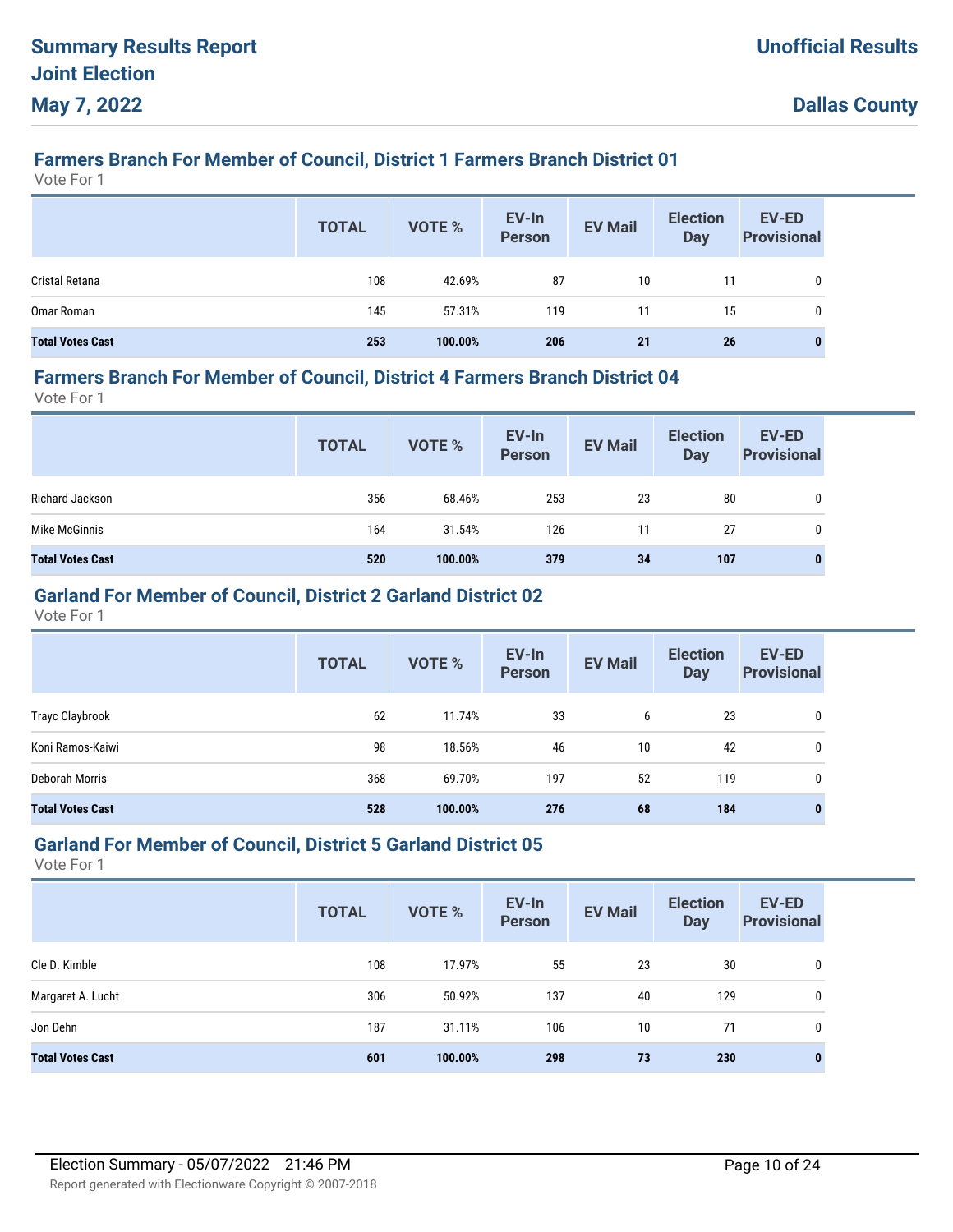# Summary Results Report
## Joint Election
## May 7, 2022

**Unofficial Results**

**Dallas County**

### Farmers Branch For Member of Council, District 1 Farmers Branch District 01

Vote For 1

| | TOTAL | VOTE % | EV-In Person | EV Mail | Election Day | EV-ED Provisional |
|---|---|---|---|---|---|---|
| Cristal Retana | 108 | 42.69% | 87 | 10 | 11 | 0 |
| Omar Roman | 145 | 57.31% | 119 | 11 | 15 | 0 |
| **Total Votes Cast** | **253** | **100.00%** | **206** | **21** | **26** | **0** |

### Farmers Branch For Member of Council, District 4 Farmers Branch District 04

Vote For 1

| | TOTAL | VOTE % | EV-In Person | EV Mail | Election Day | EV-ED Provisional |
|---|---|---|---|---|---|---|
| Richard Jackson | 356 | 68.46% | 253 | 23 | 80 | 0 |
| Mike McGinnis | 164 | 31.54% | 126 | 11 | 27 | 0 |
| **Total Votes Cast** | **520** | **100.00%** | **379** | **34** | **107** | **0** |

### Garland For Member of Council, District 2 Garland District 02

Vote For 1

| | TOTAL | VOTE % | EV-In Person | EV Mail | Election Day | EV-ED Provisional |
|---|---|---|---|---|---|---|
| Trayc Claybrook | 62 | 11.74% | 33 | 6 | 23 | 0 |
| Koni Ramos-Kaiwi | 98 | 18.56% | 46 | 10 | 42 | 0 |
| Deborah Morris | 368 | 69.70% | 197 | 52 | 119 | 0 |
| **Total Votes Cast** | **528** | **100.00%** | **276** | **68** | **184** | **0** |

### Garland For Member of Council, District 5 Garland District 05

Vote For 1

| | TOTAL | VOTE % | EV-In Person | EV Mail | Election Day | EV-ED Provisional |
|---|---|---|---|---|---|---|
| Cle D. Kimble | 108 | 17.97% | 55 | 23 | 30 | 0 |
| Margaret A. Lucht | 306 | 50.92% | 137 | 40 | 129 | 0 |
| Jon Dehn | 187 | 31.11% | 106 | 10 | 71 | 0 |
| **Total Votes Cast** | **601** | **100.00%** | **298** | **73** | **230** | **0** |

Election Summary - 05/07/2022 21:46 PM

Report generated with Electionware Copyright © 2007-2018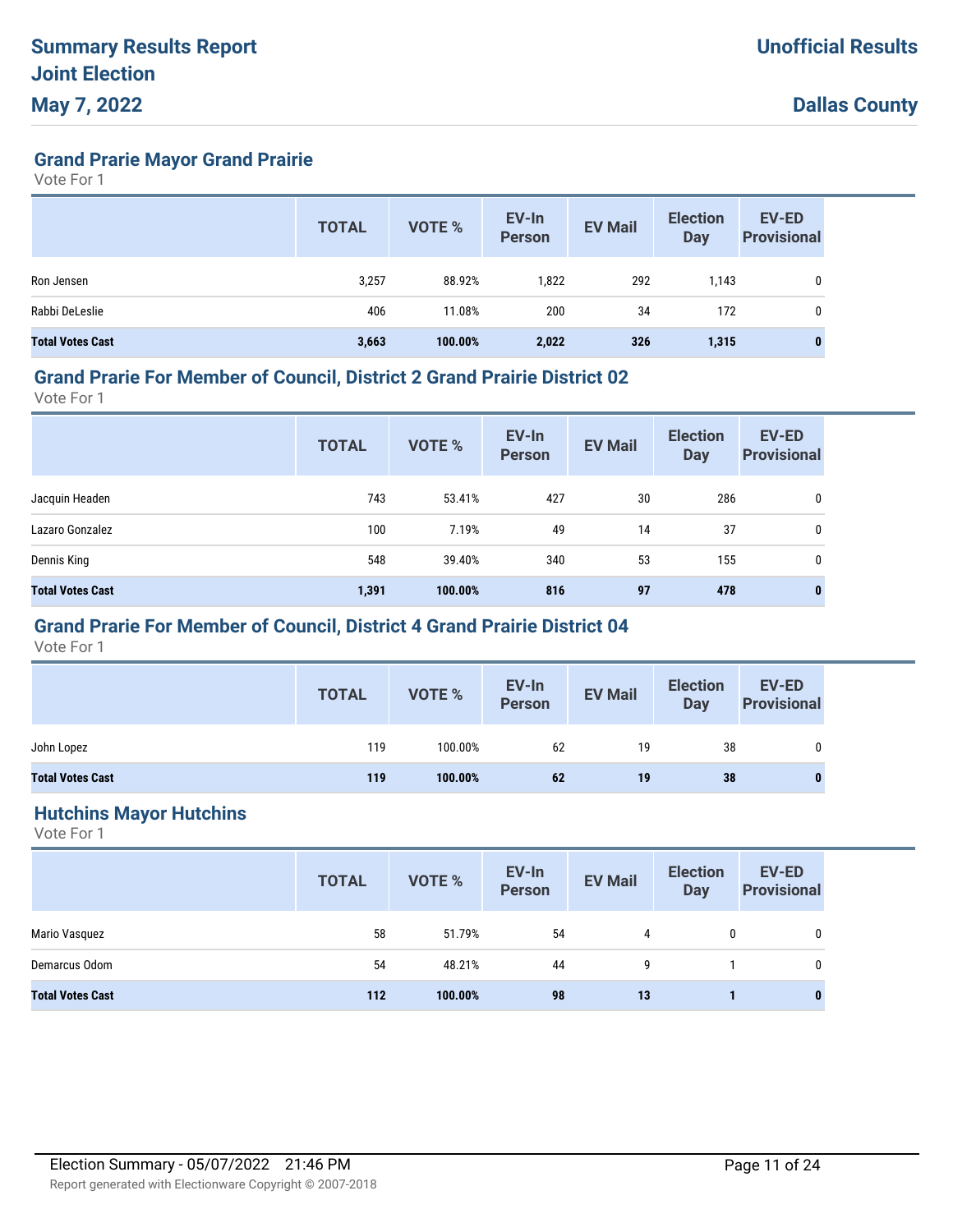# Summary Results Report
# Joint Election
# May 7, 2022

**Unofficial Results**

**Dallas County**

## Grand Prarie Mayor Grand Prairie

Vote For 1

| | TOTAL | VOTE % | EV-In Person | EV Mail | Election Day | EV-ED Provisional |
|---|---|---|---|---|---|---|
| Ron Jensen | 3,257 | 88.92% | 1,822 | 292 | 1,143 | 0 |
| Rabbi DeLeslie | 406 | 11.08% | 200 | 34 | 172 | 0 |
| **Total Votes Cast** | **3,663** | **100.00%** | **2,022** | **326** | **1,315** | **0** |

## Grand Prarie For Member of Council, District 2 Grand Prairie District 02

Vote For 1

| | TOTAL | VOTE % | EV-In Person | EV Mail | Election Day | EV-ED Provisional |
|---|---|---|---|---|---|---|
| Jacquin Headen | 743 | 53.41% | 427 | 30 | 286 | 0 |
| Lazaro Gonzalez | 100 | 7.19% | 49 | 14 | 37 | 0 |
| Dennis King | 548 | 39.40% | 340 | 53 | 155 | 0 |
| **Total Votes Cast** | **1,391** | **100.00%** | **816** | **97** | **478** | **0** |

## Grand Prarie For Member of Council, District 4 Grand Prairie District 04

Vote For 1

| | TOTAL | VOTE % | EV-In Person | EV Mail | Election Day | EV-ED Provisional |
|---|---|---|---|---|---|---|
| John Lopez | 119 | 100.00% | 62 | 19 | 38 | 0 |
| **Total Votes Cast** | **119** | **100.00%** | **62** | **19** | **38** | **0** |

## Hutchins Mayor Hutchins

Vote For 1

| | TOTAL | VOTE % | EV-In Person | EV Mail | Election Day | EV-ED Provisional |
|---|---|---|---|---|---|---|
| Mario Vasquez | 58 | 51.79% | 54 | 4 | 0 | 0 |
| Demarcus Odom | 54 | 48.21% | 44 | 9 | 1 | 0 |
| **Total Votes Cast** | **112** | **100.00%** | **98** | **13** | **1** | **0** |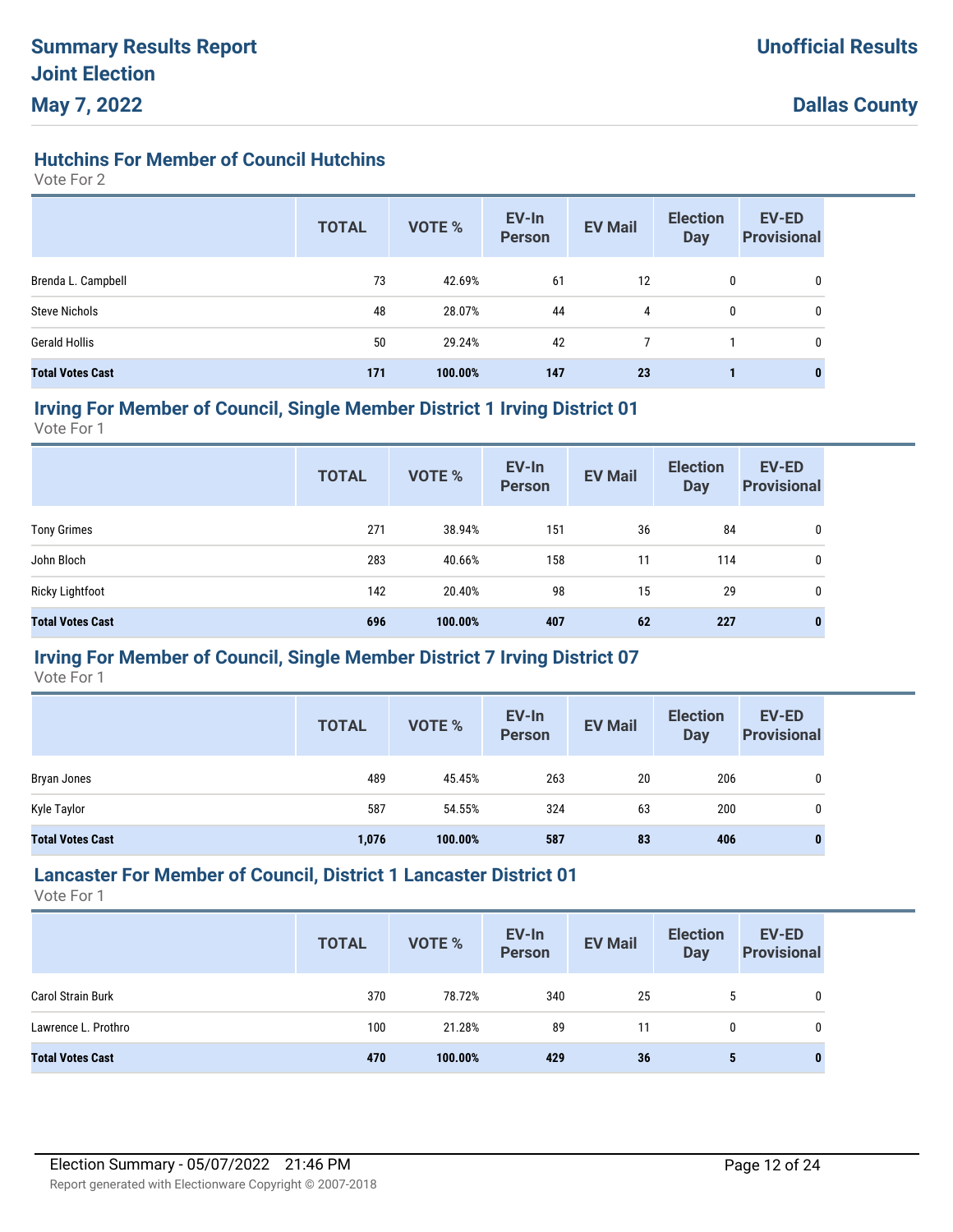### Hutchins For Member of Council Hutchins

Vote For 2

| | TOTAL | VOTE % | EV-In Person | EV Mail | Election Day | EV-ED Provisional |
|---|---|---|---|---|---|---|
| Brenda L. Campbell | 73 | 42.69% | 61 | 12 | 0 | 0 |
| Steve Nichols | 48 | 28.07% | 44 | 4 | 0 | 0 |
| Gerald Hollis | 50 | 29.24% | 42 | 7 | 1 | 0 |
| **Total Votes Cast** | **171** | **100.00%** | **147** | **23** | **1** | **0** |

### Irving For Member of Council, Single Member District 1 Irving District 01

Vote For 1

| | TOTAL | VOTE % | EV-In Person | EV Mail | Election Day | EV-ED Provisional |
|---|---|---|---|---|---|---|
| Tony Grimes | 271 | 38.94% | 151 | 36 | 84 | 0 |
| John Bloch | 283 | 40.66% | 158 | 11 | 114 | 0 |
| Ricky Lightfoot | 142 | 20.40% | 98 | 15 | 29 | 0 |
| **Total Votes Cast** | **696** | **100.00%** | **407** | **62** | **227** | **0** |

### Irving For Member of Council, Single Member District 7 Irving District 07

Vote For 1

| | TOTAL | VOTE % | EV-In Person | EV Mail | Election Day | EV-ED Provisional |
|---|---|---|---|---|---|---|
| Bryan Jones | 489 | 45.45% | 263 | 20 | 206 | 0 |
| Kyle Taylor | 587 | 54.55% | 324 | 63 | 200 | 0 |
| **Total Votes Cast** | **1,076** | **100.00%** | **587** | **83** | **406** | **0** |

### Lancaster For Member of Council, District 1 Lancaster District 01

Vote For 1

| | TOTAL | VOTE % | EV-In Person | EV Mail | Election Day | EV-ED Provisional |
|---|---|---|---|---|---|---|
| Carol Strain Burk | 370 | 78.72% | 340 | 25 | 5 | 0 |
| Lawrence L. Prothro | 100 | 21.28% | 89 | 11 | 0 | 0 |
| **Total Votes Cast** | **470** | **100.00%** | **429** | **36** | **5** | **0** |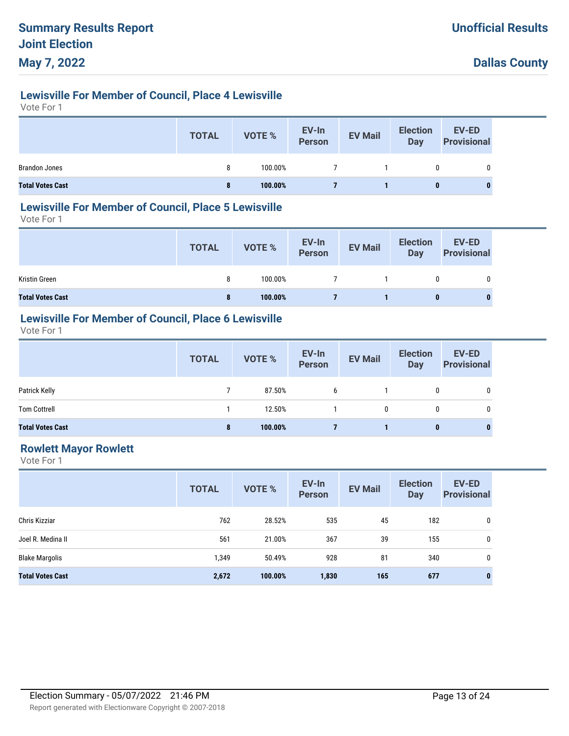## Lewisville For Member of Council, Place 4 Lewisville

Vote For 1

| | TOTAL | VOTE % | EV-In Person | EV Mail | Election Day | EV-ED Provisional |
|---|---|---|---|---|---|---|
| Brandon Jones | 8 | 100.00% | 7 | 1 | 0 | 0 |
| **Total Votes Cast** | **8** | **100.00%** | **7** | **1** | **0** | **0** |

## Lewisville For Member of Council, Place 5 Lewisville

Vote For 1

| | TOTAL | VOTE % | EV-In Person | EV Mail | Election Day | EV-ED Provisional |
|---|---|---|---|---|---|---|
| Kristin Green | 8 | 100.00% | 7 | 1 | 0 | 0 |
| **Total Votes Cast** | **8** | **100.00%** | **7** | **1** | **0** | **0** |

## Lewisville For Member of Council, Place 6 Lewisville

Vote For 1

| | TOTAL | VOTE % | EV-In Person | EV Mail | Election Day | EV-ED Provisional |
|---|---|---|---|---|---|---|
| Patrick Kelly | 7 | 87.50% | 6 | 1 | 0 | 0 |
| Tom Cottrell | 1 | 12.50% | 1 | 0 | 0 | 0 |
| **Total Votes Cast** | **8** | **100.00%** | **7** | **1** | **0** | **0** |

## Rowlett Mayor Rowlett

Vote For 1

| | TOTAL | VOTE % | EV-In Person | EV Mail | Election Day | EV-ED Provisional |
|---|---|---|---|---|---|---|
| Chris Kizziar | 762 | 28.52% | 535 | 45 | 182 | 0 |
| Joel R. Medina II | 561 | 21.00% | 367 | 39 | 155 | 0 |
| Blake Margolis | 1,349 | 50.49% | 928 | 81 | 340 | 0 |
| **Total Votes Cast** | **2,672** | **100.00%** | **1,830** | **165** | **677** | **0** |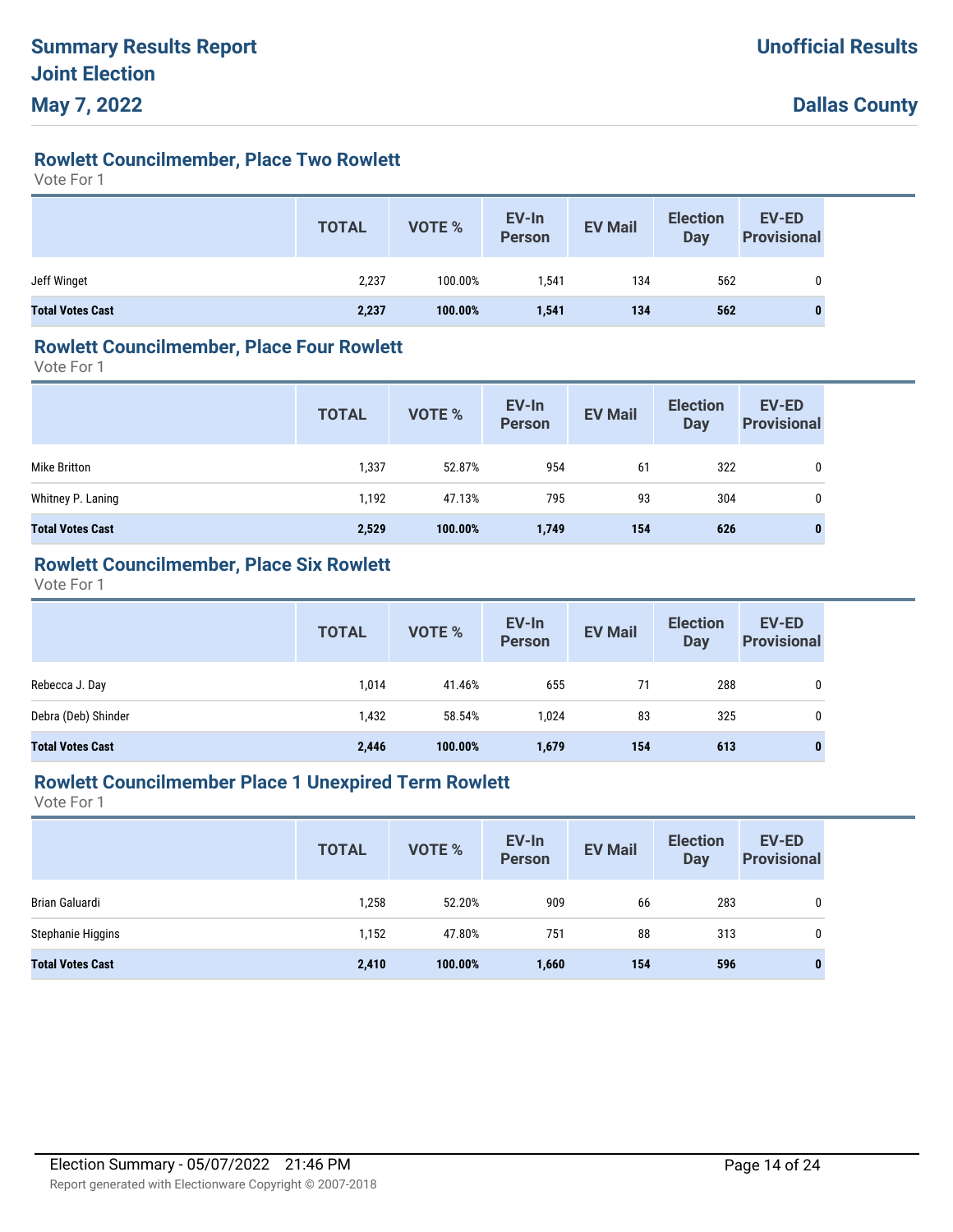## Rowlett Councilmember, Place Two Rowlett

Vote For 1

| | TOTAL | VOTE % | EV-In Person | EV Mail | Election Day | EV-ED Provisional |
|---|---|---|---|---|---|---|
| Jeff Winget | 2,237 | 100.00% | 1,541 | 134 | 562 | 0 |
| **Total Votes Cast** | **2,237** | **100.00%** | **1,541** | **134** | **562** | **0** |

## Rowlett Councilmember, Place Four Rowlett

Vote For 1

| | TOTAL | VOTE % | EV-In Person | EV Mail | Election Day | EV-ED Provisional |
|---|---|---|---|---|---|---|
| Mike Britton | 1,337 | 52.87% | 954 | 61 | 322 | 0 |
| Whitney P. Laning | 1,192 | 47.13% | 795 | 93 | 304 | 0 |
| **Total Votes Cast** | **2,529** | **100.00%** | **1,749** | **154** | **626** | **0** |

## Rowlett Councilmember, Place Six Rowlett

Vote For 1

| | TOTAL | VOTE % | EV-In Person | EV Mail | Election Day | EV-ED Provisional |
|---|---|---|---|---|---|---|
| Rebecca J. Day | 1,014 | 41.46% | 655 | 71 | 288 | 0 |
| Debra (Deb) Shinder | 1,432 | 58.54% | 1,024 | 83 | 325 | 0 |
| **Total Votes Cast** | **2,446** | **100.00%** | **1,679** | **154** | **613** | **0** |

## Rowlett Councilmember Place 1 Unexpired Term Rowlett

Vote For 1

| | TOTAL | VOTE % | EV-In Person | EV Mail | Election Day | EV-ED Provisional |
|---|---|---|---|---|---|---|
| Brian Galuardi | 1,258 | 52.20% | 909 | 66 | 283 | 0 |
| Stephanie Higgins | 1,152 | 47.80% | 751 | 88 | 313 | 0 |
| **Total Votes Cast** | **2,410** | **100.00%** | **1,660** | **154** | **596** | **0** |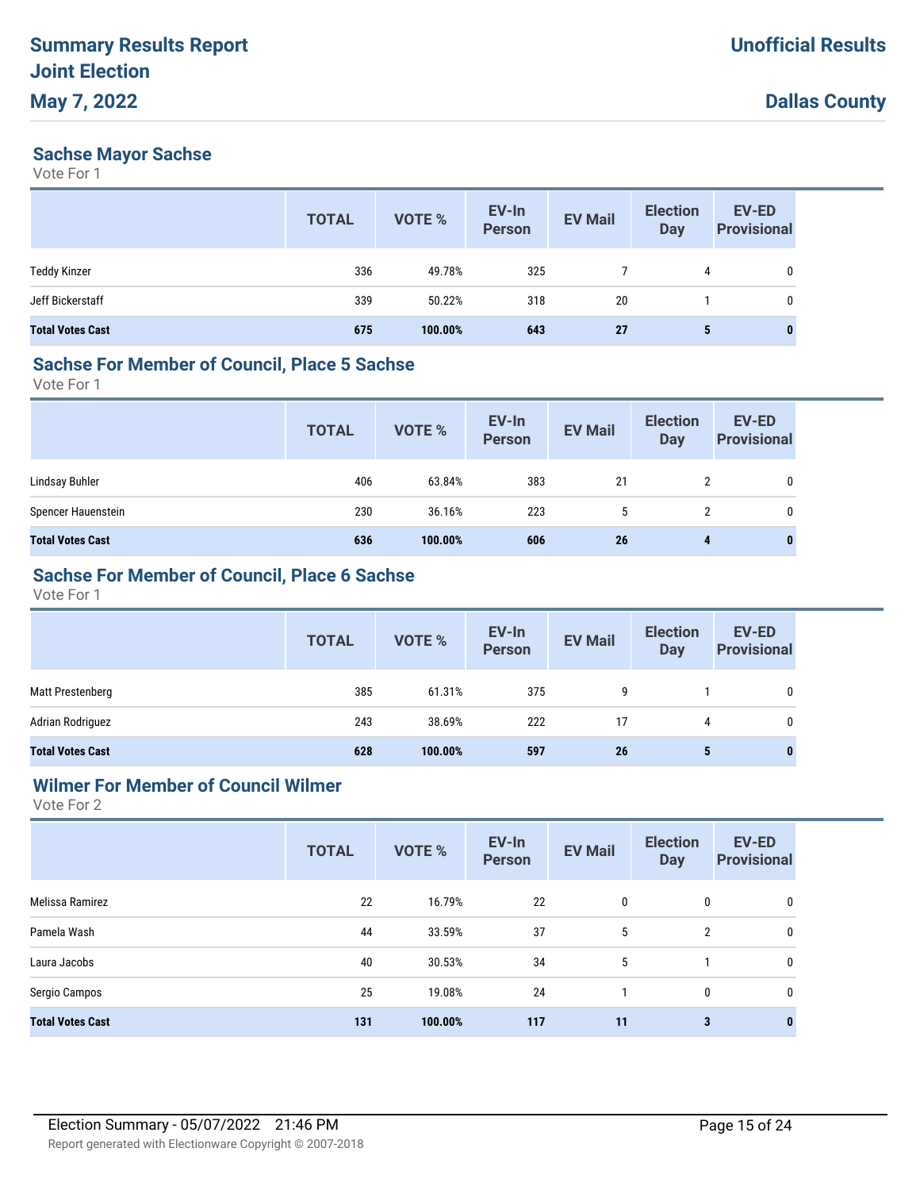### Sachse Mayor Sachse

Vote For 1

| | TOTAL | VOTE % | EV-In Person | EV Mail | Election Day | EV-ED Provisional |
|---|---|---|---|---|---|---|
| Teddy Kinzer | 336 | 49.78% | 325 | 7 | 4 | 0 |
| Jeff Bickerstaff | 339 | 50.22% | 318 | 20 | 1 | 0 |
| **Total Votes Cast** | **675** | **100.00%** | **643** | **27** | **5** | **0** |

### Sachse For Member of Council, Place 5 Sachse

Vote For 1

| | TOTAL | VOTE % | EV-In Person | EV Mail | Election Day | EV-ED Provisional |
|---|---|---|---|---|---|---|
| Lindsay Buhler | 406 | 63.84% | 383 | 21 | 2 | 0 |
| Spencer Hauenstein | 230 | 36.16% | 223 | 5 | 2 | 0 |
| **Total Votes Cast** | **636** | **100.00%** | **606** | **26** | **4** | **0** |

### Sachse For Member of Council, Place 6 Sachse

Vote For 1

| | TOTAL | VOTE % | EV-In Person | EV Mail | Election Day | EV-ED Provisional |
|---|---|---|---|---|---|---|
| Matt Prestenberg | 385 | 61.31% | 375 | 9 | 1 | 0 |
| Adrian Rodriguez | 243 | 38.69% | 222 | 17 | 4 | 0 |
| **Total Votes Cast** | **628** | **100.00%** | **597** | **26** | **5** | **0** |

### Wilmer For Member of Council Wilmer

Vote For 2

| | TOTAL | VOTE % | EV-In Person | EV Mail | Election Day | EV-ED Provisional |
|---|---|---|---|---|---|---|
| Melissa Ramirez | 22 | 16.79% | 22 | 0 | 0 | 0 |
| Pamela Wash | 44 | 33.59% | 37 | 5 | 2 | 0 |
| Laura Jacobs | 40 | 30.53% | 34 | 5 | 1 | 0 |
| Sergio Campos | 25 | 19.08% | 24 | 1 | 0 | 0 |
| **Total Votes Cast** | **131** | **100.00%** | **117** | **11** | **3** | **0** |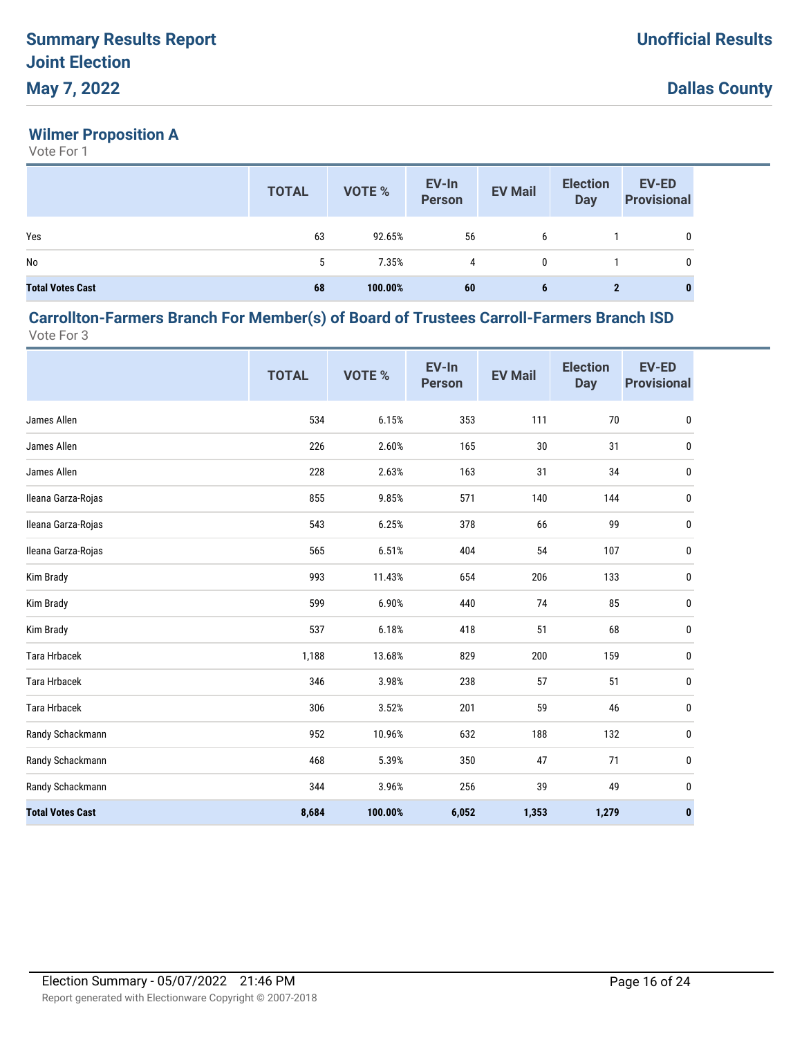# Summary Results Report
# Joint Election
# May 7, 2022

**Unofficial Results**

**Dallas County**

## Wilmer Proposition A

Vote For 1

| | TOTAL | VOTE % | EV-In Person | EV Mail | Election Day | EV-ED Provisional |
|---|---|---|---|---|---|---|
| Yes | 63 | 92.65% | 56 | 6 | 1 | 0 |
| No | 5 | 7.35% | 4 | 0 | 1 | 0 |
| **Total Votes Cast** | **68** | **100.00%** | **60** | **6** | **2** | **0** |

## Carrollton-Farmers Branch For Member(s) of Board of Trustees Carroll-Farmers Branch ISD

Vote For 3

| | TOTAL | VOTE % | EV-In Person | EV Mail | Election Day | EV-ED Provisional |
|---|---|---|---|---|---|---|
| James Allen | 534 | 6.15% | 353 | 111 | 70 | 0 |
| James Allen | 226 | 2.60% | 165 | 30 | 31 | 0 |
| James Allen | 228 | 2.63% | 163 | 31 | 34 | 0 |
| Ileana Garza-Rojas | 855 | 9.85% | 571 | 140 | 144 | 0 |
| Ileana Garza-Rojas | 543 | 6.25% | 378 | 66 | 99 | 0 |
| Ileana Garza-Rojas | 565 | 6.51% | 404 | 54 | 107 | 0 |
| Kim Brady | 993 | 11.43% | 654 | 206 | 133 | 0 |
| Kim Brady | 599 | 6.90% | 440 | 74 | 85 | 0 |
| Kim Brady | 537 | 6.18% | 418 | 51 | 68 | 0 |
| Tara Hrbacek | 1,188 | 13.68% | 829 | 200 | 159 | 0 |
| Tara Hrbacek | 346 | 3.98% | 238 | 57 | 51 | 0 |
| Tara Hrbacek | 306 | 3.52% | 201 | 59 | 46 | 0 |
| Randy Schackmann | 952 | 10.96% | 632 | 188 | 132 | 0 |
| Randy Schackmann | 468 | 5.39% | 350 | 47 | 71 | 0 |
| Randy Schackmann | 344 | 3.96% | 256 | 39 | 49 | 0 |
| **Total Votes Cast** | **8,684** | **100.00%** | **6,052** | **1,353** | **1,279** | **0** |

Election Summary - 05/07/2022 21:46 PM

Report generated with Electionware Copyright © 2007-2018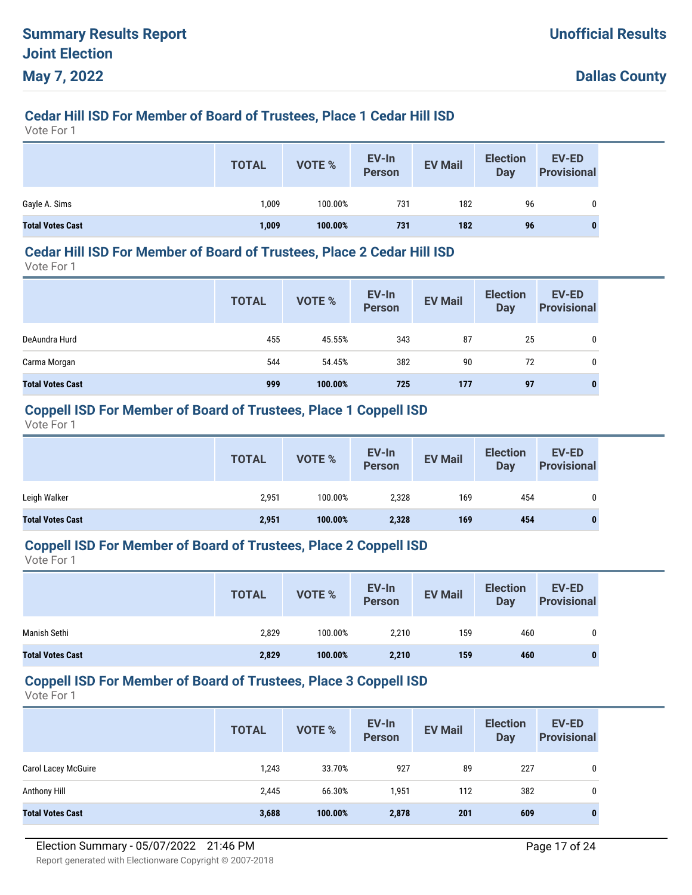## Cedar Hill ISD For Member of Board of Trustees, Place 1 Cedar Hill ISD

Vote For 1

| | TOTAL | VOTE % | EV-In Person | EV Mail | Election Day | EV-ED Provisional |
|---|---|---|---|---|---|---|
| Gayle A. Sims | 1,009 | 100.00% | 731 | 182 | 96 | 0 |
| **Total Votes Cast** | **1,009** | **100.00%** | **731** | **182** | **96** | **0** |

## Cedar Hill ISD For Member of Board of Trustees, Place 2 Cedar Hill ISD

Vote For 1

| | TOTAL | VOTE % | EV-In Person | EV Mail | Election Day | EV-ED Provisional |
|---|---|---|---|---|---|---|
| DeAundra Hurd | 455 | 45.55% | 343 | 87 | 25 | 0 |
| Carma Morgan | 544 | 54.45% | 382 | 90 | 72 | 0 |
| **Total Votes Cast** | **999** | **100.00%** | **725** | **177** | **97** | **0** |

## Coppell ISD For Member of Board of Trustees, Place 1 Coppell ISD

Vote For 1

| | TOTAL | VOTE % | EV-In Person | EV Mail | Election Day | EV-ED Provisional |
|---|---|---|---|---|---|---|
| Leigh Walker | 2,951 | 100.00% | 2,328 | 169 | 454 | 0 |
| **Total Votes Cast** | **2,951** | **100.00%** | **2,328** | **169** | **454** | **0** |

## Coppell ISD For Member of Board of Trustees, Place 2 Coppell ISD

Vote For 1

| | TOTAL | VOTE % | EV-In Person | EV Mail | Election Day | EV-ED Provisional |
|---|---|---|---|---|---|---|
| Manish Sethi | 2,829 | 100.00% | 2,210 | 159 | 460 | 0 |
| **Total Votes Cast** | **2,829** | **100.00%** | **2,210** | **159** | **460** | **0** |

## Coppell ISD For Member of Board of Trustees, Place 3 Coppell ISD

Vote For 1

| | TOTAL | VOTE % | EV-In Person | EV Mail | Election Day | EV-ED Provisional |
|---|---|---|---|---|---|---|
| Carol Lacey McGuire | 1,243 | 33.70% | 927 | 89 | 227 | 0 |
| Anthony Hill | 2,445 | 66.30% | 1,951 | 112 | 382 | 0 |
| **Total Votes Cast** | **3,688** | **100.00%** | **2,878** | **201** | **609** | **0** |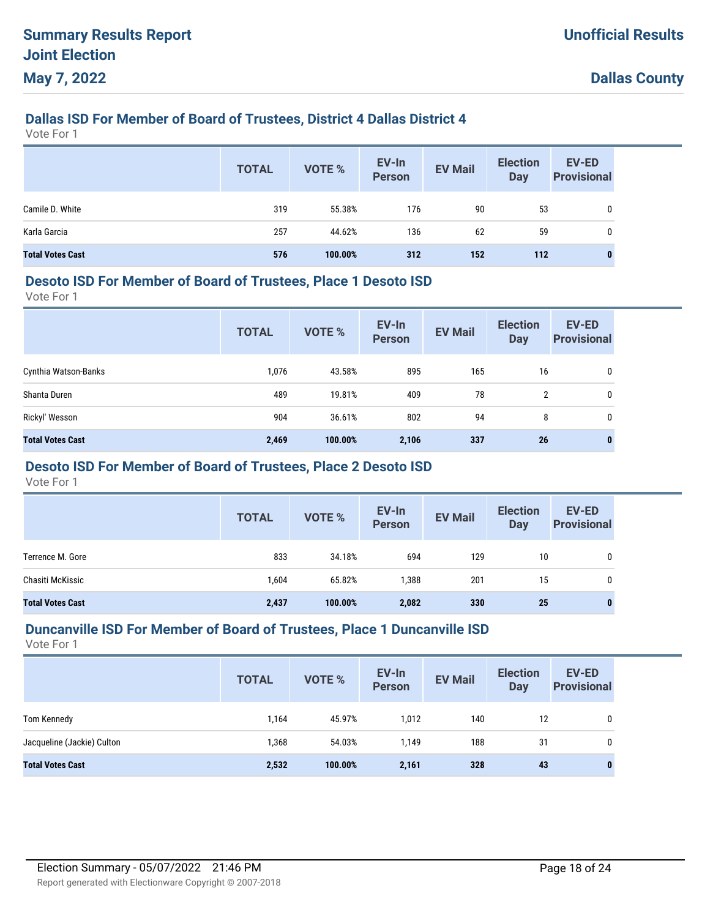## Dallas ISD For Member of Board of Trustees, District 4 Dallas District 4

Vote For 1

| | TOTAL | VOTE % | EV-In Person | EV Mail | Election Day | EV-ED Provisional |
|---|---|---|---|---|---|---|
| Camile D. White | 319 | 55.38% | 176 | 90 | 53 | 0 |
| Karla Garcia | 257 | 44.62% | 136 | 62 | 59 | 0 |
| **Total Votes Cast** | **576** | **100.00%** | **312** | **152** | **112** | **0** |

## Desoto ISD For Member of Board of Trustees, Place 1 Desoto ISD

Vote For 1

| | TOTAL | VOTE % | EV-In Person | EV Mail | Election Day | EV-ED Provisional |
|---|---|---|---|---|---|---|
| Cynthia Watson-Banks | 1,076 | 43.58% | 895 | 165 | 16 | 0 |
| Shanta Duren | 489 | 19.81% | 409 | 78 | 2 | 0 |
| Rickyl' Wesson | 904 | 36.61% | 802 | 94 | 8 | 0 |
| **Total Votes Cast** | **2,469** | **100.00%** | **2,106** | **337** | **26** | **0** |

## Desoto ISD For Member of Board of Trustees, Place 2 Desoto ISD

Vote For 1

| | TOTAL | VOTE % | EV-In Person | EV Mail | Election Day | EV-ED Provisional |
|---|---|---|---|---|---|---|
| Terrence M. Gore | 833 | 34.18% | 694 | 129 | 10 | 0 |
| Chasiti McKissic | 1,604 | 65.82% | 1,388 | 201 | 15 | 0 |
| **Total Votes Cast** | **2,437** | **100.00%** | **2,082** | **330** | **25** | **0** |

## Duncanville ISD For Member of Board of Trustees, Place 1 Duncanville ISD

Vote For 1

| | TOTAL | VOTE % | EV-In Person | EV Mail | Election Day | EV-ED Provisional |
|---|---|---|---|---|---|---|
| Tom Kennedy | 1,164 | 45.97% | 1,012 | 140 | 12 | 0 |
| Jacqueline (Jackie) Culton | 1,368 | 54.03% | 1,149 | 188 | 31 | 0 |
| **Total Votes Cast** | **2,532** | **100.00%** | **2,161** | **328** | **43** | **0** |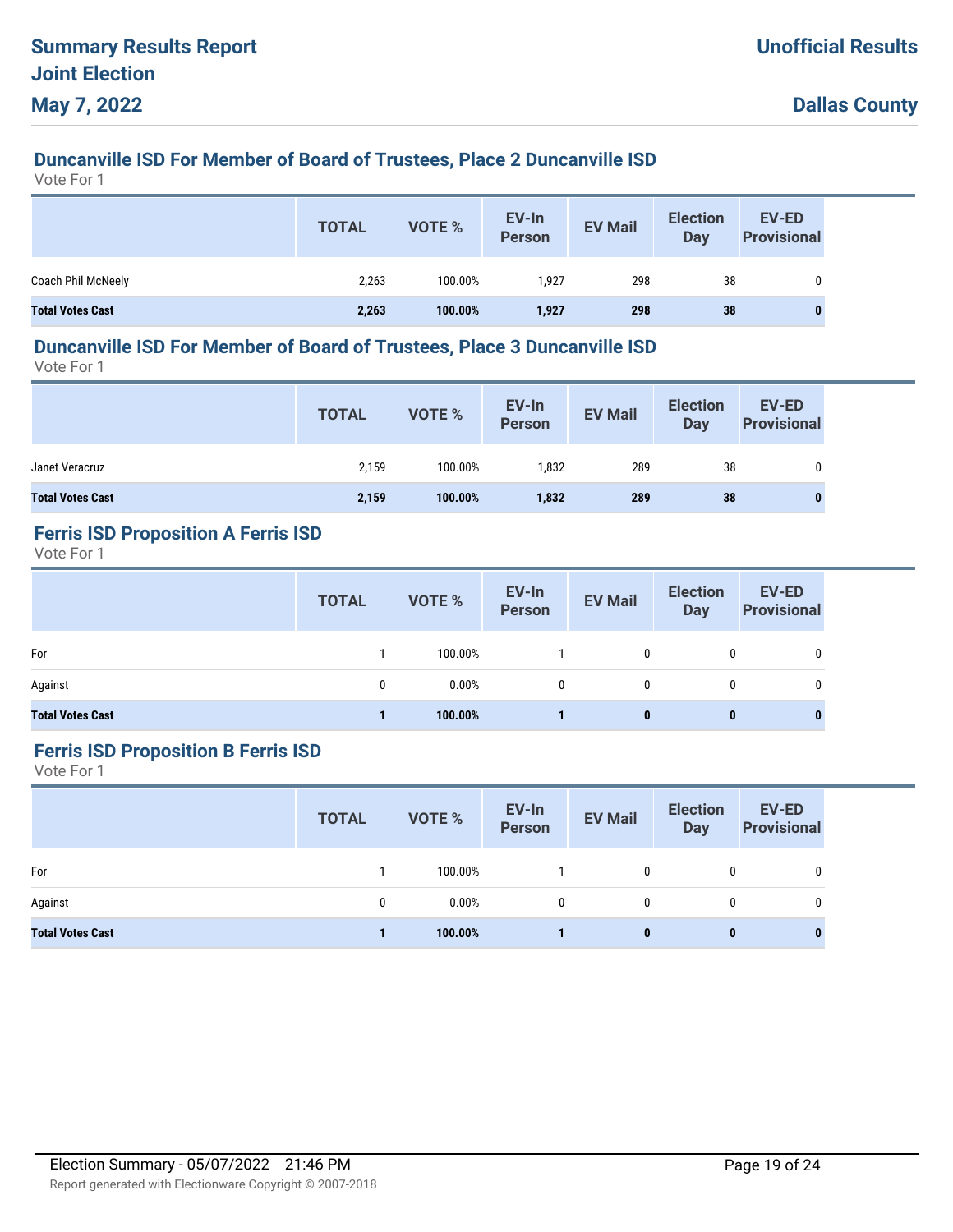## Duncanville ISD For Member of Board of Trustees, Place 2 Duncanville ISD

Vote For 1

| | TOTAL | VOTE % | EV-In Person | EV Mail | Election Day | EV-ED Provisional |
|---|---|---|---|---|---|---|
| Coach Phil McNeely | 2,263 | 100.00% | 1,927 | 298 | 38 | 0 |
| **Total Votes Cast** | **2,263** | **100.00%** | **1,927** | **298** | **38** | **0** |

## Duncanville ISD For Member of Board of Trustees, Place 3 Duncanville ISD

Vote For 1

| | TOTAL | VOTE % | EV-In Person | EV Mail | Election Day | EV-ED Provisional |
|---|---|---|---|---|---|---|
| Janet Veracruz | 2,159 | 100.00% | 1,832 | 289 | 38 | 0 |
| **Total Votes Cast** | **2,159** | **100.00%** | **1,832** | **289** | **38** | **0** |

## Ferris ISD Proposition A Ferris ISD

Vote For 1

| | TOTAL | VOTE % | EV-In Person | EV Mail | Election Day | EV-ED Provisional |
|---|---|---|---|---|---|---|
| For | 1 | 100.00% | 1 | 0 | 0 | 0 |
| Against | 0 | 0.00% | 0 | 0 | 0 | 0 |
| **Total Votes Cast** | **1** | **100.00%** | **1** | **0** | **0** | **0** |

## Ferris ISD Proposition B Ferris ISD

Vote For 1

| | TOTAL | VOTE % | EV-In Person | EV Mail | Election Day | EV-ED Provisional |
|---|---|---|---|---|---|---|
| For | 1 | 100.00% | 1 | 0 | 0 | 0 |
| Against | 0 | 0.00% | 0 | 0 | 0 | 0 |
| **Total Votes Cast** | **1** | **100.00%** | **1** | **0** | **0** | **0** |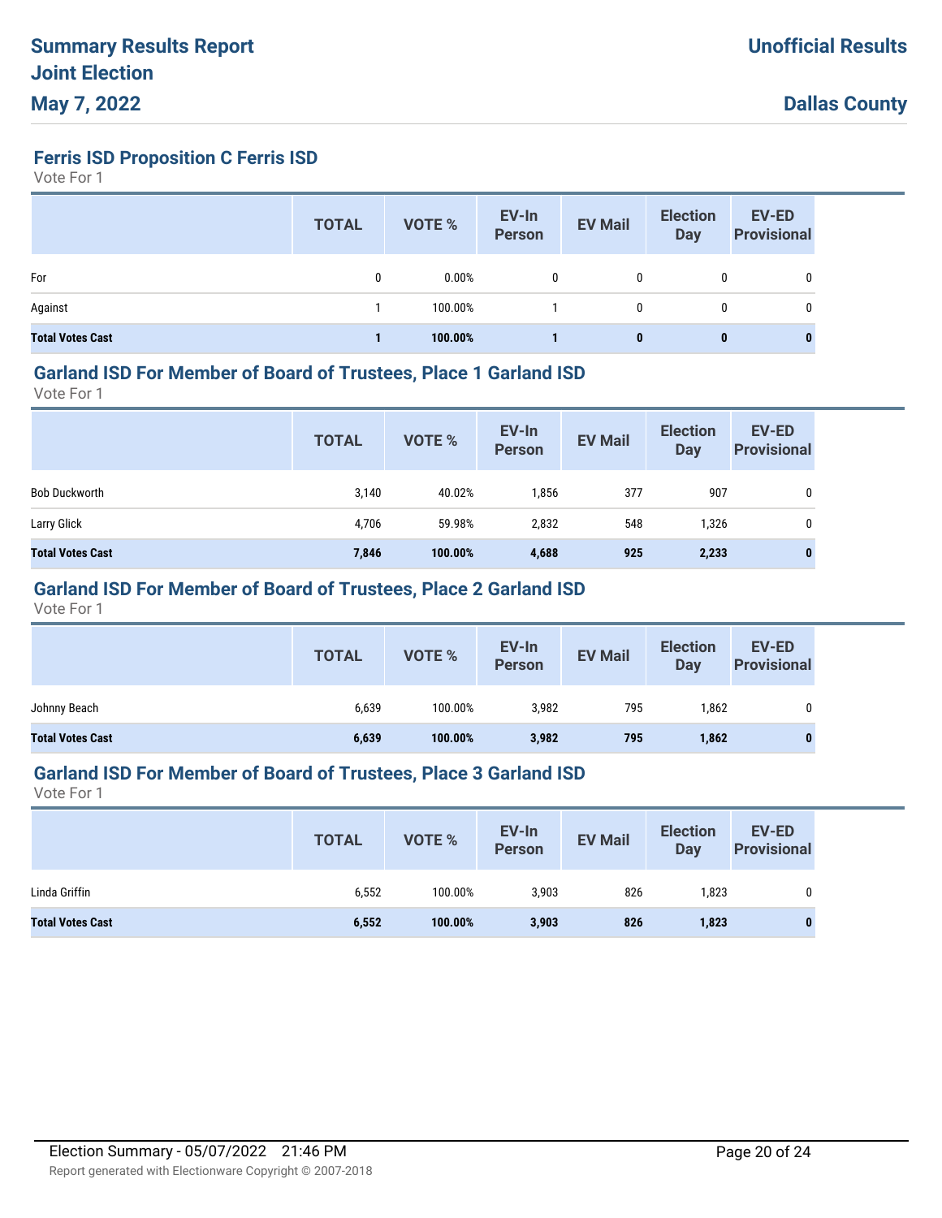# Summary Results Report
# Joint Election
# May 7, 2022

**Unofficial Results**

**Dallas County**

### Ferris ISD Proposition C Ferris ISD

Vote For 1

| | TOTAL | VOTE % | EV-In Person | EV Mail | Election Day | EV-ED Provisional |
|---|---|---|---|---|---|---|
| For | 0 | 0.00% | 0 | 0 | 0 | 0 |
| Against | 1 | 100.00% | 1 | 0 | 0 | 0 |
| **Total Votes Cast** | **1** | **100.00%** | **1** | **0** | **0** | **0** |

### Garland ISD For Member of Board of Trustees, Place 1 Garland ISD

Vote For 1

| | TOTAL | VOTE % | EV-In Person | EV Mail | Election Day | EV-ED Provisional |
|---|---|---|---|---|---|---|
| Bob Duckworth | 3,140 | 40.02% | 1,856 | 377 | 907 | 0 |
| Larry Glick | 4,706 | 59.98% | 2,832 | 548 | 1,326 | 0 |
| **Total Votes Cast** | **7,846** | **100.00%** | **4,688** | **925** | **2,233** | **0** |

### Garland ISD For Member of Board of Trustees, Place 2 Garland ISD

Vote For 1

| | TOTAL | VOTE % | EV-In Person | EV Mail | Election Day | EV-ED Provisional |
|---|---|---|---|---|---|---|
| Johnny Beach | 6,639 | 100.00% | 3,982 | 795 | 1,862 | 0 |
| **Total Votes Cast** | **6,639** | **100.00%** | **3,982** | **795** | **1,862** | **0** |

### Garland ISD For Member of Board of Trustees, Place 3 Garland ISD

Vote For 1

| | TOTAL | VOTE % | EV-In Person | EV Mail | Election Day | EV-ED Provisional |
|---|---|---|---|---|---|---|
| Linda Griffin | 6,552 | 100.00% | 3,903 | 826 | 1,823 | 0 |
| **Total Votes Cast** | **6,552** | **100.00%** | **3,903** | **826** | **1,823** | **0** |

Election Summary - 05/07/2022 21:46 PM

Report generated with Electionware Copyright © 2007-2018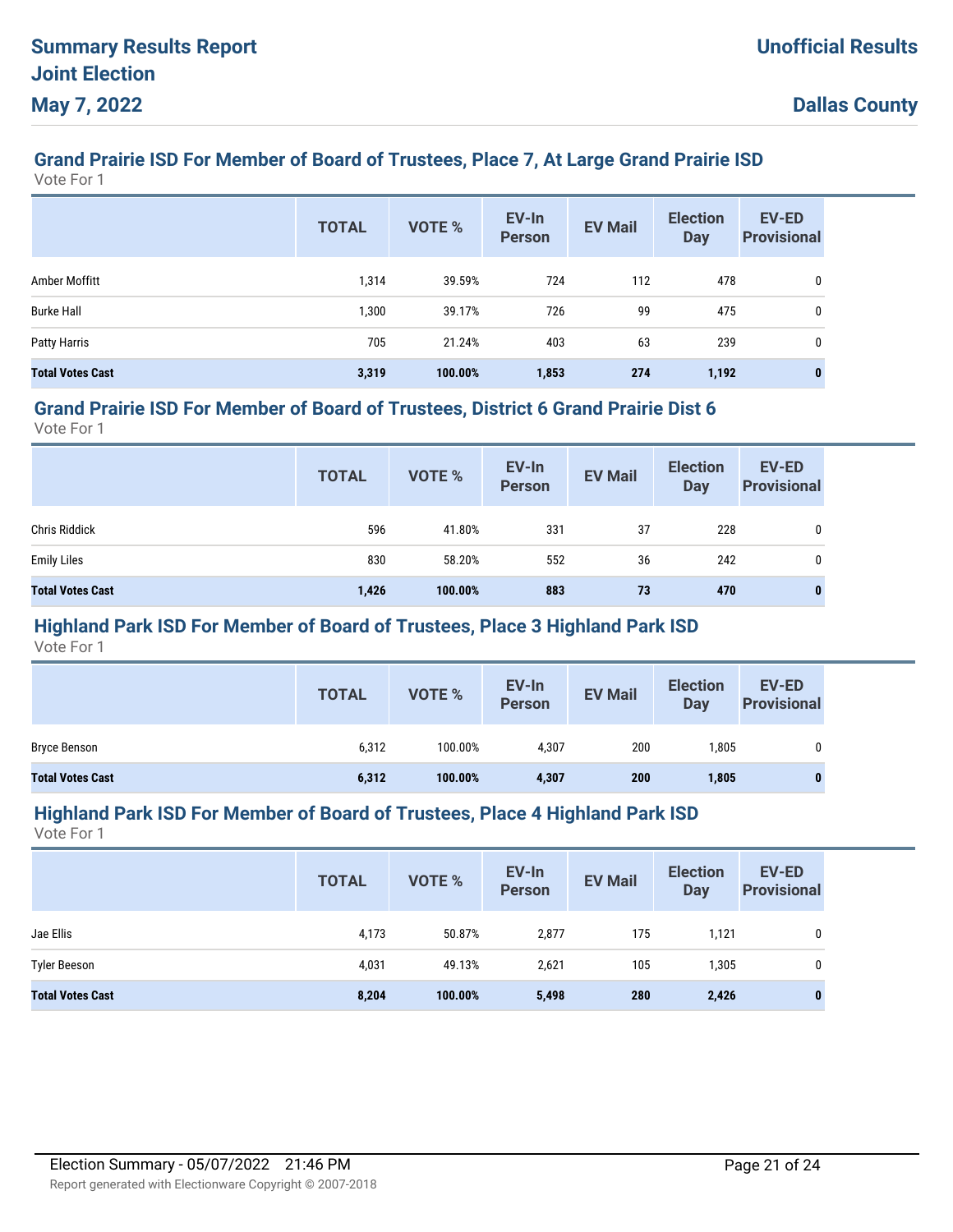# Summary Results Report
# Joint Election
# May 7, 2022

**Unofficial Results**

**Dallas County**

## Grand Prairie ISD For Member of Board of Trustees, Place 7, At Large Grand Prairie ISD

Vote For 1

| | TOTAL | VOTE % | EV-In Person | EV Mail | Election Day | EV-ED Provisional |
|---|---|---|---|---|---|---|
| Amber Moffitt | 1,314 | 39.59% | 724 | 112 | 478 | 0 |
| Burke Hall | 1,300 | 39.17% | 726 | 99 | 475 | 0 |
| Patty Harris | 705 | 21.24% | 403 | 63 | 239 | 0 |
| **Total Votes Cast** | **3,319** | **100.00%** | **1,853** | **274** | **1,192** | **0** |

## Grand Prairie ISD For Member of Board of Trustees, District 6 Grand Prairie Dist 6

Vote For 1

| | TOTAL | VOTE % | EV-In Person | EV Mail | Election Day | EV-ED Provisional |
|---|---|---|---|---|---|---|
| Chris Riddick | 596 | 41.80% | 331 | 37 | 228 | 0 |
| Emily Liles | 830 | 58.20% | 552 | 36 | 242 | 0 |
| **Total Votes Cast** | **1,426** | **100.00%** | **883** | **73** | **470** | **0** |

## Highland Park ISD For Member of Board of Trustees, Place 3 Highland Park ISD

Vote For 1

| | TOTAL | VOTE % | EV-In Person | EV Mail | Election Day | EV-ED Provisional |
|---|---|---|---|---|---|---|
| Bryce Benson | 6,312 | 100.00% | 4,307 | 200 | 1,805 | 0 |
| **Total Votes Cast** | **6,312** | **100.00%** | **4,307** | **200** | **1,805** | **0** |

## Highland Park ISD For Member of Board of Trustees, Place 4 Highland Park ISD

Vote For 1

| | TOTAL | VOTE % | EV-In Person | EV Mail | Election Day | EV-ED Provisional |
|---|---|---|---|---|---|---|
| Jae Ellis | 4,173 | 50.87% | 2,877 | 175 | 1,121 | 0 |
| Tyler Beeson | 4,031 | 49.13% | 2,621 | 105 | 1,305 | 0 |
| **Total Votes Cast** | **8,204** | **100.00%** | **5,498** | **280** | **2,426** | **0** |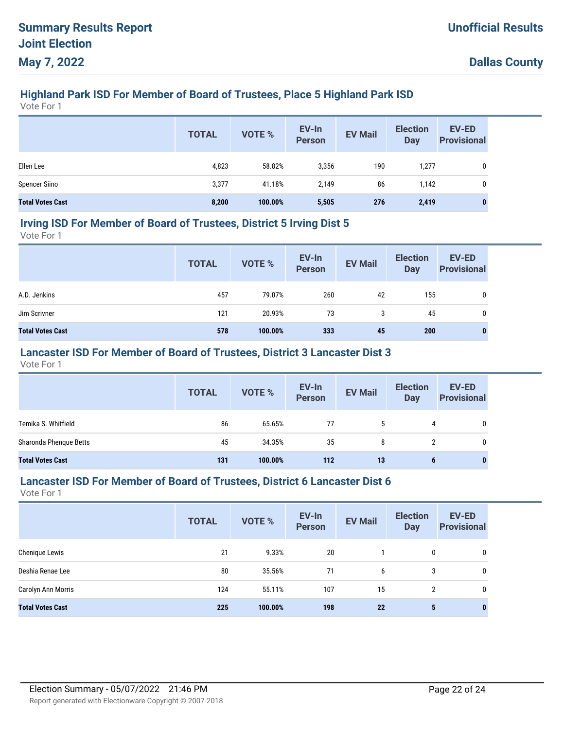## Highland Park ISD For Member of Board of Trustees, Place 5 Highland Park ISD

Vote For 1

| | TOTAL | VOTE % | EV-In Person | EV Mail | Election Day | EV-ED Provisional |
|---|---|---|---|---|---|---|
| Ellen Lee | 4,823 | 58.82% | 3,356 | 190 | 1,277 | 0 |
| Spencer Siino | 3,377 | 41.18% | 2,149 | 86 | 1,142 | 0 |
| **Total Votes Cast** | **8,200** | **100.00%** | **5,505** | **276** | **2,419** | **0** |

## Irving ISD For Member of Board of Trustees, District 5 Irving Dist 5

Vote For 1

| | TOTAL | VOTE % | EV-In Person | EV Mail | Election Day | EV-ED Provisional |
|---|---|---|---|---|---|---|
| A.D. Jenkins | 457 | 79.07% | 260 | 42 | 155 | 0 |
| Jim Scrivner | 121 | 20.93% | 73 | 3 | 45 | 0 |
| **Total Votes Cast** | **578** | **100.00%** | **333** | **45** | **200** | **0** |

## Lancaster ISD For Member of Board of Trustees, District 3 Lancaster Dist 3

Vote For 1

| | TOTAL | VOTE % | EV-In Person | EV Mail | Election Day | EV-ED Provisional |
|---|---|---|---|---|---|---|
| Temika S. Whitfield | 86 | 65.65% | 77 | 5 | 4 | 0 |
| Sharonda Phenque Betts | 45 | 34.35% | 35 | 8 | 2 | 0 |
| **Total Votes Cast** | **131** | **100.00%** | **112** | **13** | **6** | **0** |

## Lancaster ISD For Member of Board of Trustees, District 6 Lancaster Dist 6

Vote For 1

| | TOTAL | VOTE % | EV-In Person | EV Mail | Election Day | EV-ED Provisional |
|---|---|---|---|---|---|---|
| Chenique Lewis | 21 | 9.33% | 20 | 1 | 0 | 0 |
| Deshia Renae Lee | 80 | 35.56% | 71 | 6 | 3 | 0 |
| Carolyn Ann Morris | 124 | 55.11% | 107 | 15 | 2 | 0 |
| **Total Votes Cast** | **225** | **100.00%** | **198** | **22** | **5** | **0** |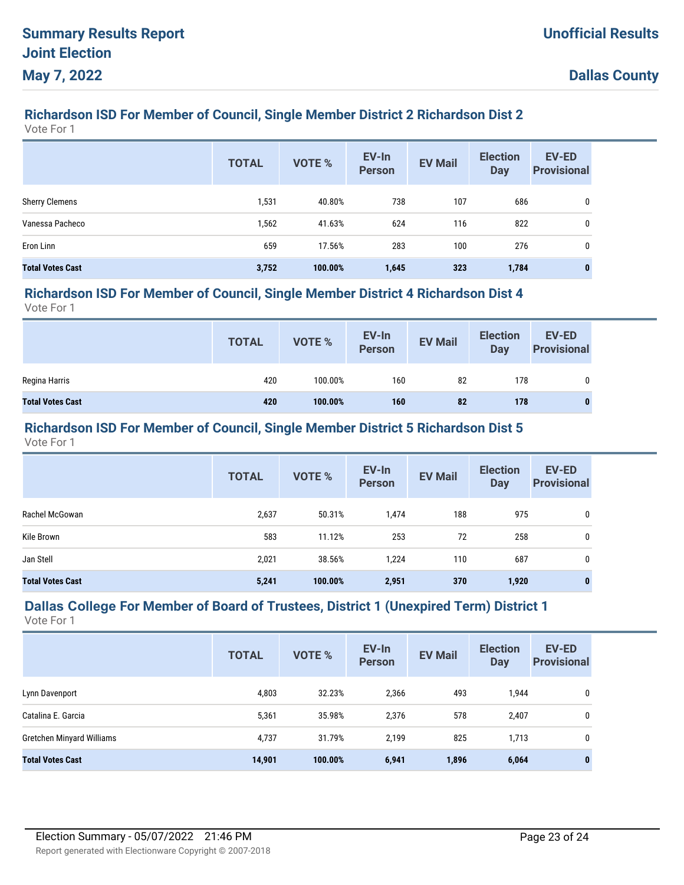### Richardson ISD For Member of Council, Single Member District 2 Richardson Dist 2

Vote For 1

| | TOTAL | VOTE % | EV-In Person | EV Mail | Election Day | EV-ED Provisional |
|---|---|---|---|---|---|---|
| Sherry Clemens | 1,531 | 40.80% | 738 | 107 | 686 | 0 |
| Vanessa Pacheco | 1,562 | 41.63% | 624 | 116 | 822 | 0 |
| Eron Linn | 659 | 17.56% | 283 | 100 | 276 | 0 |
| **Total Votes Cast** | **3,752** | **100.00%** | **1,645** | **323** | **1,784** | **0** |

### Richardson ISD For Member of Council, Single Member District 4 Richardson Dist 4

Vote For 1

| | TOTAL | VOTE % | EV-In Person | EV Mail | Election Day | EV-ED Provisional |
|---|---|---|---|---|---|---|
| Regina Harris | 420 | 100.00% | 160 | 82 | 178 | 0 |
| **Total Votes Cast** | **420** | **100.00%** | **160** | **82** | **178** | **0** |

### Richardson ISD For Member of Council, Single Member District 5 Richardson Dist 5

Vote For 1

| | TOTAL | VOTE % | EV-In Person | EV Mail | Election Day | EV-ED Provisional |
|---|---|---|---|---|---|---|
| Rachel McGowan | 2,637 | 50.31% | 1,474 | 188 | 975 | 0 |
| Kile Brown | 583 | 11.12% | 253 | 72 | 258 | 0 |
| Jan Stell | 2,021 | 38.56% | 1,224 | 110 | 687 | 0 |
| **Total Votes Cast** | **5,241** | **100.00%** | **2,951** | **370** | **1,920** | **0** |

### Dallas College For Member of Board of Trustees, District 1 (Unexpired Term) District 1

Vote For 1

| | TOTAL | VOTE % | EV-In Person | EV Mail | Election Day | EV-ED Provisional |
|---|---|---|---|---|---|---|
| Lynn Davenport | 4,803 | 32.23% | 2,366 | 493 | 1,944 | 0 |
| Catalina E. Garcia | 5,361 | 35.98% | 2,376 | 578 | 2,407 | 0 |
| Gretchen Minyard Williams | 4,737 | 31.79% | 2,199 | 825 | 1,713 | 0 |
| **Total Votes Cast** | **14,901** | **100.00%** | **6,941** | **1,896** | **6,064** | **0** |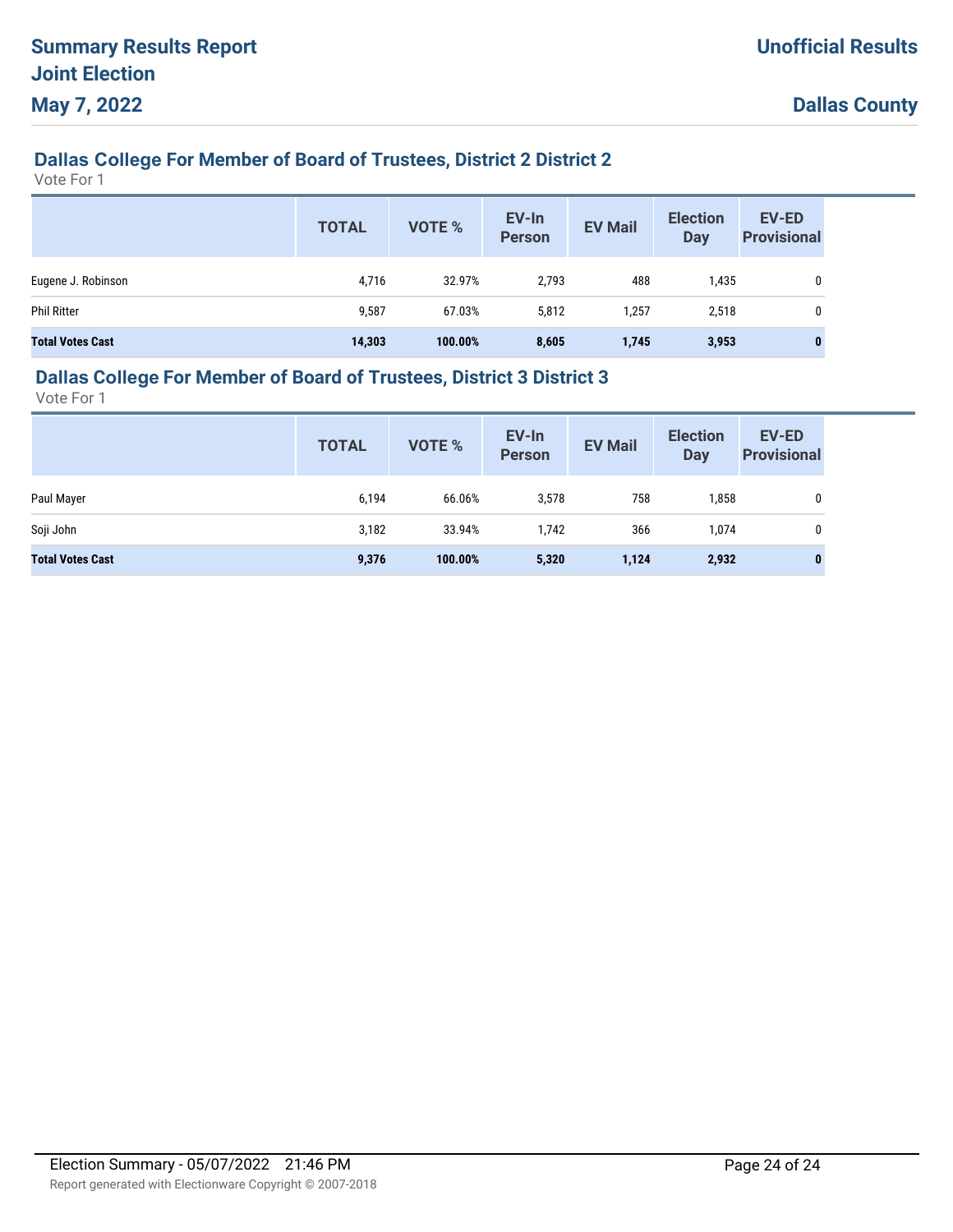## Dallas College For Member of Board of Trustees, District 2 District 2

Vote For 1

| | TOTAL | VOTE % | EV-In Person | EV Mail | Election Day | EV-ED Provisional |
|---|---|---|---|---|---|---|
| Eugene J. Robinson | 4,716 | 32.97% | 2,793 | 488 | 1,435 | 0 |
| Phil Ritter | 9,587 | 67.03% | 5,812 | 1,257 | 2,518 | 0 |
| **Total Votes Cast** | **14,303** | **100.00%** | **8,605** | **1,745** | **3,953** | **0** |

## Dallas College For Member of Board of Trustees, District 3 District 3

Vote For 1

| | TOTAL | VOTE % | EV-In Person | EV Mail | Election Day | EV-ED Provisional |
|---|---|---|---|---|---|---|
| Paul Mayer | 6,194 | 66.06% | 3,578 | 758 | 1,858 | 0 |
| Soji John | 3,182 | 33.94% | 1,742 | 366 | 1,074 | 0 |
| **Total Votes Cast** | **9,376** | **100.00%** | **5,320** | **1,124** | **2,932** | **0** |